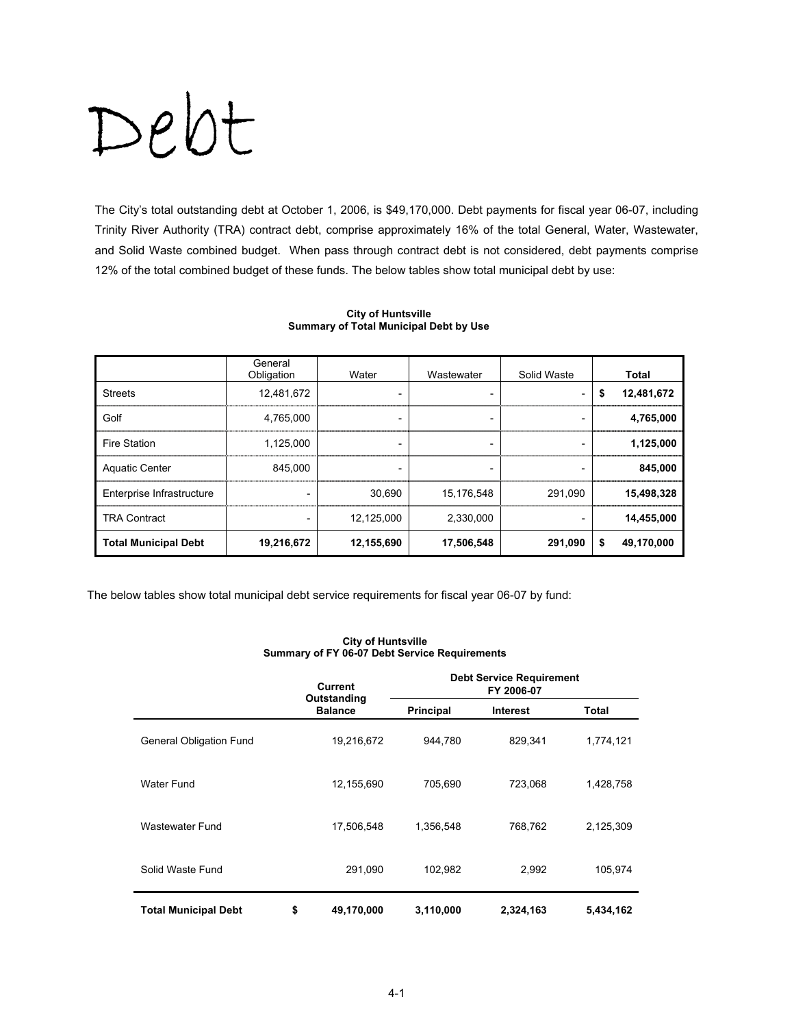# Debt

The City's total outstanding debt at October 1, 2006, is $49,170,000. Debt payments for fiscal year 06-07, including Trinity River Authority (TRA) contract debt, comprise approximately 16% of the total General, Water, Wastewater, and Solid Waste combined budget. When pass through contract debt is not considered, debt payments comprise 12% of the total combined budget of these funds. The below tables show total municipal debt by use:

**City of Huntsville**
**Summary of Total Municipal Debt by Use**

| | General Obligation | Water | Wastewater | Solid Waste | Total |
|---|---|---|---|---|---|
| Streets | 12,481,672 | - | - | - | **$ 12,481,672** |
| Golf | 4,765,000 | - | - | - | **4,765,000** |
| Fire Station | 1,125,000 | - | - | - | **1,125,000** |
| Aquatic Center | 845,000 | - | - | - | **845,000** |
| Enterprise Infrastructure | - | 30,690 | 15,176,548 | 291,090 | **15,498,328** |
| TRA Contract | - | 12,125,000 | 2,330,000 | - | **14,455,000** |
| **Total Municipal Debt** | **19,216,672** | **12,155,690** | **17,506,548** | **291,090** | **$ 49,170,000** |

The below tables show total municipal debt service requirements for fiscal year 06-07 by fund:

**City of Huntsville**
**Summary of FY 06-07 Debt Service Requirements**

| | Current Outstanding Balance | Debt Service Requirement FY 2006-07 | | |
|---|---|---|---|---|
| | | **Principal** | **Interest** | **Total** |
| General Obligation Fund | 19,216,672 | 944,780 | 829,341 | 1,774,121 |
| Water Fund | 12,155,690 | 705,690 | 723,068 | 1,428,758 |
| Wastewater Fund | 17,506,548 | 1,356,548 | 768,762 | 2,125,309 |
| Solid Waste Fund | 291,090 | 102,982 | 2,992 | 105,974 |
| **Total Municipal Debt** | **$ 49,170,000** | **3,110,000** | **2,324,163** | **5,434,162** |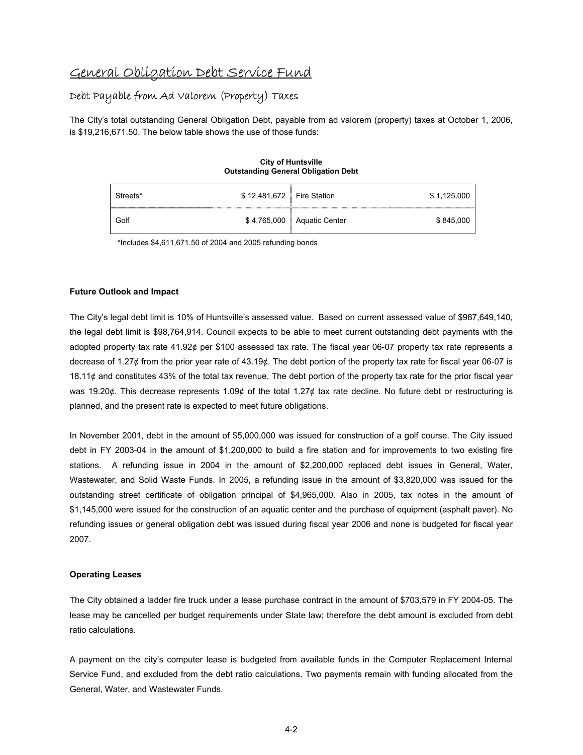# General Obligation Debt Service Fund

## Debt Payable from Ad Valorem (Property) Taxes

The City's total outstanding General Obligation Debt, payable from ad valorem (property) taxes at October 1, 2006, is $19,216,671.50. The below table shows the use of those funds:

**City of Huntsville**
**Outstanding General Obligation Debt**

| | | | |
|---|---|---|---|
| Streets* | $ 12,481,672 | Fire Station | $ 1,125,000 |
| Golf | $ 4,765,000 | Aquatic Center | $ 845,000 |

*Includes $4,611,671.50 of 2004 and 2005 refunding bonds

**Future Outlook and Impact**

The City's legal debt limit is 10% of Huntsville's assessed value. Based on current assessed value of $987,649,140, the legal debt limit is $98,764,914. Council expects to be able to meet current outstanding debt payments with the adopted property tax rate 41.92¢ per $100 assessed tax rate. The fiscal year 06-07 property tax rate represents a decrease of 1.27¢ from the prior year rate of 43.19¢. The debt portion of the property tax rate for fiscal year 06-07 is 18.11¢ and constitutes 43% of the total tax revenue. The debt portion of the property tax rate for the prior fiscal year was 19.20¢. This decrease represents 1.09¢ of the total 1.27¢ tax rate decline. No future debt or restructuring is planned, and the present rate is expected to meet future obligations.

In November 2001, debt in the amount of $5,000,000 was issued for construction of a golf course. The City issued debt in FY 2003-04 in the amount of $1,200,000 to build a fire station and for improvements to two existing fire stations. A refunding issue in 2004 in the amount of $2,200,000 replaced debt issues in General, Water, Wastewater, and Solid Waste Funds. In 2005, a refunding issue in the amount of $3,820,000 was issued for the outstanding street certificate of obligation principal of $4,965,000. Also in 2005, tax notes in the amount of $1,145,000 were issued for the construction of an aquatic center and the purchase of equipment (asphalt paver). No refunding issues or general obligation debt was issued during fiscal year 2006 and none is budgeted for fiscal year 2007.

**Operating Leases**

The City obtained a ladder fire truck under a lease purchase contract in the amount of $703,579 in FY 2004-05. The lease may be cancelled per budget requirements under State law; therefore the debt amount is excluded from debt ratio calculations.

A payment on the city's computer lease is budgeted from available funds in the Computer Replacement Internal Service Fund, and excluded from the debt ratio calculations. Two payments remain with funding allocated from the General, Water, and Wastewater Funds.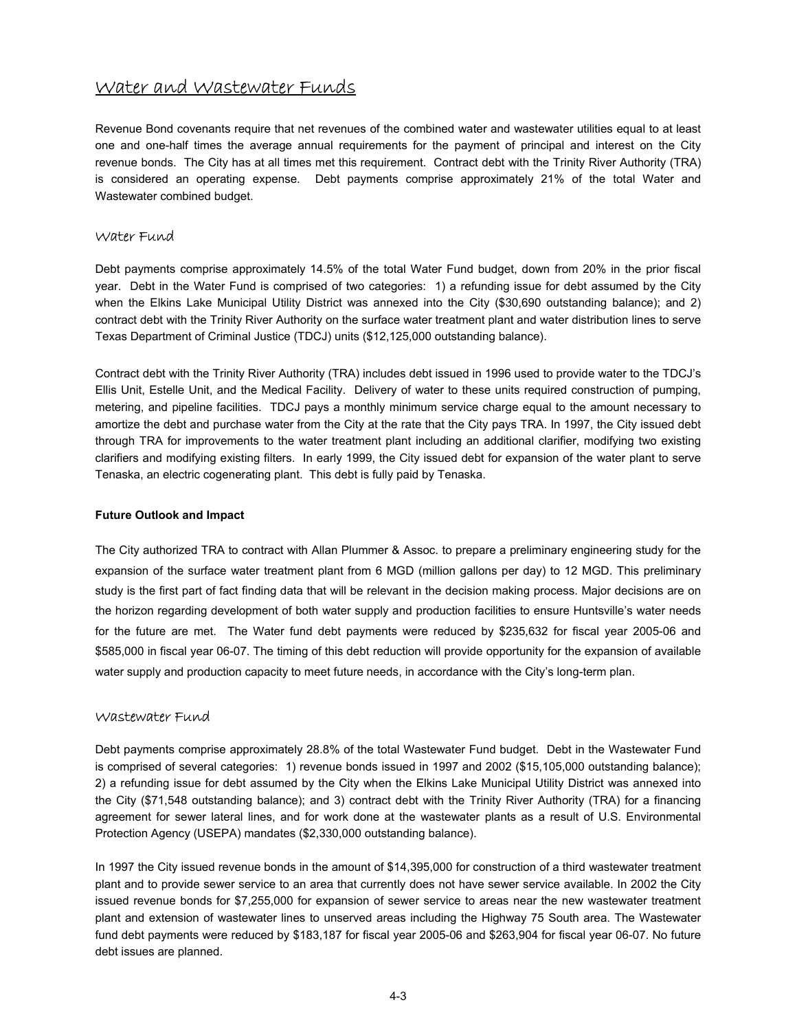## Water and Wastewater Funds

Revenue Bond covenants require that net revenues of the combined water and wastewater utilities equal to at least one and one-half times the average annual requirements for the payment of principal and interest on the City revenue bonds. The City has at all times met this requirement. Contract debt with the Trinity River Authority (TRA) is considered an operating expense. Debt payments comprise approximately 21% of the total Water and Wastewater combined budget.

### Water Fund

Debt payments comprise approximately 14.5% of the total Water Fund budget, down from 20% in the prior fiscal year. Debt in the Water Fund is comprised of two categories: 1) a refunding issue for debt assumed by the City when the Elkins Lake Municipal Utility District was annexed into the City ($30,690 outstanding balance); and 2) contract debt with the Trinity River Authority on the surface water treatment plant and water distribution lines to serve Texas Department of Criminal Justice (TDCJ) units ($12,125,000 outstanding balance).

Contract debt with the Trinity River Authority (TRA) includes debt issued in 1996 used to provide water to the TDCJ's Ellis Unit, Estelle Unit, and the Medical Facility. Delivery of water to these units required construction of pumping, metering, and pipeline facilities. TDCJ pays a monthly minimum service charge equal to the amount necessary to amortize the debt and purchase water from the City at the rate that the City pays TRA. In 1997, the City issued debt through TRA for improvements to the water treatment plant including an additional clarifier, modifying two existing clarifiers and modifying existing filters. In early 1999, the City issued debt for expansion of the water plant to serve Tenaska, an electric cogenerating plant. This debt is fully paid by Tenaska.

**Future Outlook and Impact**

The City authorized TRA to contract with Allan Plummer & Assoc. to prepare a preliminary engineering study for the expansion of the surface water treatment plant from 6 MGD (million gallons per day) to 12 MGD. This preliminary study is the first part of fact finding data that will be relevant in the decision making process. Major decisions are on the horizon regarding development of both water supply and production facilities to ensure Huntsville's water needs for the future are met. The Water fund debt payments were reduced by $235,632 for fiscal year 2005-06 and $585,000 in fiscal year 06-07. The timing of this debt reduction will provide opportunity for the expansion of available water supply and production capacity to meet future needs, in accordance with the City's long-term plan.

### Wastewater Fund

Debt payments comprise approximately 28.8% of the total Wastewater Fund budget. Debt in the Wastewater Fund is comprised of several categories: 1) revenue bonds issued in 1997 and 2002 ($15,105,000 outstanding balance); 2) a refunding issue for debt assumed by the City when the Elkins Lake Municipal Utility District was annexed into the City ($71,548 outstanding balance); and 3) contract debt with the Trinity River Authority (TRA) for a financing agreement for sewer lateral lines, and for work done at the wastewater plants as a result of U.S. Environmental Protection Agency (USEPA) mandates ($2,330,000 outstanding balance).

In 1997 the City issued revenue bonds in the amount of $14,395,000 for construction of a third wastewater treatment plant and to provide sewer service to an area that currently does not have sewer service available. In 2002 the City issued revenue bonds for $7,255,000 for expansion of sewer service to areas near the new wastewater treatment plant and extension of wastewater lines to unserved areas including the Highway 75 South area. The Wastewater fund debt payments were reduced by $183,187 for fiscal year 2005-06 and $263,904 for fiscal year 06-07. No future debt issues are planned.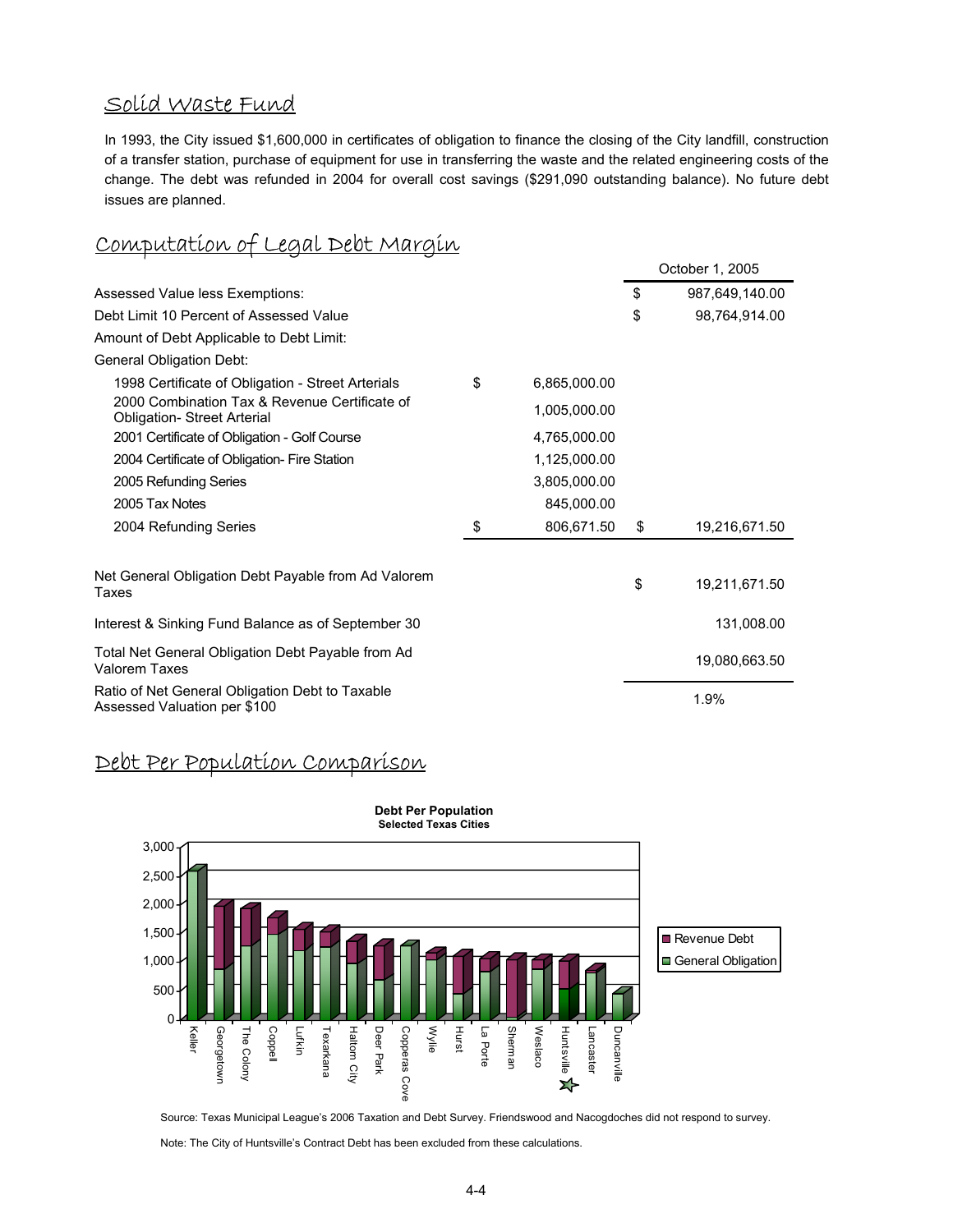## Solid Waste Fund

In 1993, the City issued $1,600,000 in certificates of obligation to finance the closing of the City landfill, construction of a transfer station, purchase of equipment for use in transferring the waste and the related engineering costs of the change. The debt was refunded in 2004 for overall cost savings ($291,090 outstanding balance). No future debt issues are planned.

## Computation of Legal Debt Margin

| | | October 1, 2005 |
|---|---|---|
| Assessed Value less Exemptions: | | $ 987,649,140.00 |
| Debt Limit 10 Percent of Assessed Value | | $ 98,764,914.00 |
| Amount of Debt Applicable to Debt Limit: | | |
| General Obligation Debt: | | |
| 1998 Certificate of Obligation - Street Arterials | $ 6,865,000.00 | |
| 2000 Combination Tax & Revenue Certificate of Obligation- Street Arterial | 1,005,000.00 | |
| 2001 Certificate of Obligation - Golf Course | 4,765,000.00 | |
| 2004 Certificate of Obligation- Fire Station | 1,125,000.00 | |
| 2005 Refunding Series | 3,805,000.00 | |
| 2005 Tax Notes | 845,000.00 | |
| 2004 Refunding Series | $ 806,671.50 | $ 19,216,671.50 |
| Net General Obligation Debt Payable from Ad Valorem Taxes | | $ 19,211,671.50 |
| Interest & Sinking Fund Balance as of September 30 | | 131,008.00 |
| Total Net General Obligation Debt Payable from Ad Valorem Taxes | | 19,080,663.50 |
| Ratio of Net General Obligation Debt to Taxable Assessed Valuation per $100 | | 1.9% |

## Debt Per Population Comparison

**Debt Per Population**
**Selected Texas Cities**

Source: Texas Municipal League's 2006 Taxation and Debt Survey. Friendswood and Nacogdoches did not respond to survey.

Note: The City of Huntsville's Contract Debt has been excluded from these calculations.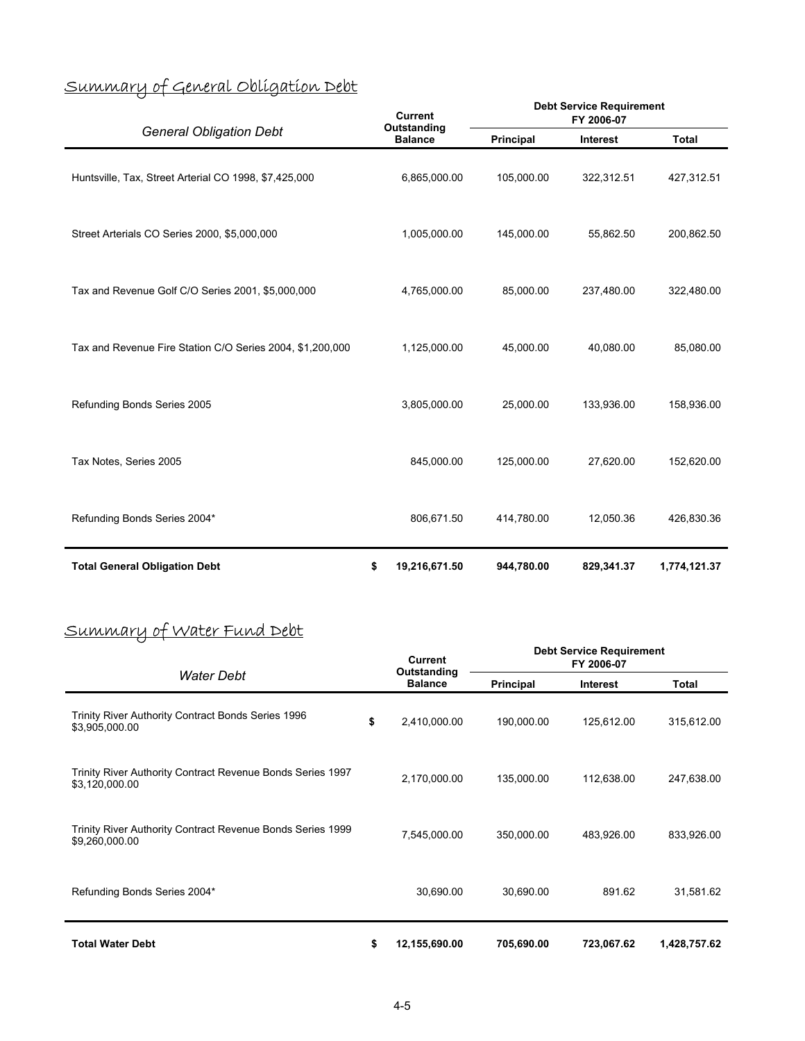## Summary of General Obligation Debt

| General Obligation Debt | Current Outstanding Balance | Debt Service Requirement FY 2006-07 | | |
|---|---|---|---|---|
| | | Principal | Interest | Total |
| Huntsville, Tax, Street Arterial CO 1998, $7,425,000 | 6,865,000.00 | 105,000.00 | 322,312.51 | 427,312.51 |
| Street Arterials CO Series 2000, $5,000,000 | 1,005,000.00 | 145,000.00 | 55,862.50 | 200,862.50 |
| Tax and Revenue Golf C/O Series 2001, $5,000,000 | 4,765,000.00 | 85,000.00 | 237,480.00 | 322,480.00 |
| Tax and Revenue Fire Station C/O Series 2004, $1,200,000 | 1,125,000.00 | 45,000.00 | 40,080.00 | 85,080.00 |
| Refunding Bonds Series 2005 | 3,805,000.00 | 25,000.00 | 133,936.00 | 158,936.00 |
| Tax Notes, Series 2005 | 845,000.00 | 125,000.00 | 27,620.00 | 152,620.00 |
| Refunding Bonds Series 2004* | 806,671.50 | 414,780.00 | 12,050.36 | 426,830.36 |
| **Total General Obligation Debt** | **$ 19,216,671.50** | **944,780.00** | **829,341.37** | **1,774,121.37** |

## Summary of Water Fund Debt

| Water Debt | Current Outstanding Balance | Debt Service Requirement FY 2006-07 | | |
|---|---|---|---|---|
| | | Principal | Interest | Total |
| Trinity River Authority Contract Bonds Series 1996 $3,905,000.00 | $ 2,410,000.00 | 190,000.00 | 125,612.00 | 315,612.00 |
| Trinity River Authority Contract Revenue Bonds Series 1997 $3,120,000.00 | 2,170,000.00 | 135,000.00 | 112,638.00 | 247,638.00 |
| Trinity River Authority Contract Revenue Bonds Series 1999 $9,260,000.00 | 7,545,000.00 | 350,000.00 | 483,926.00 | 833,926.00 |
| Refunding Bonds Series 2004* | 30,690.00 | 30,690.00 | 891.62 | 31,581.62 |
| **Total Water Debt** | **$ 12,155,690.00** | **705,690.00** | **723,067.62** | **1,428,757.62** |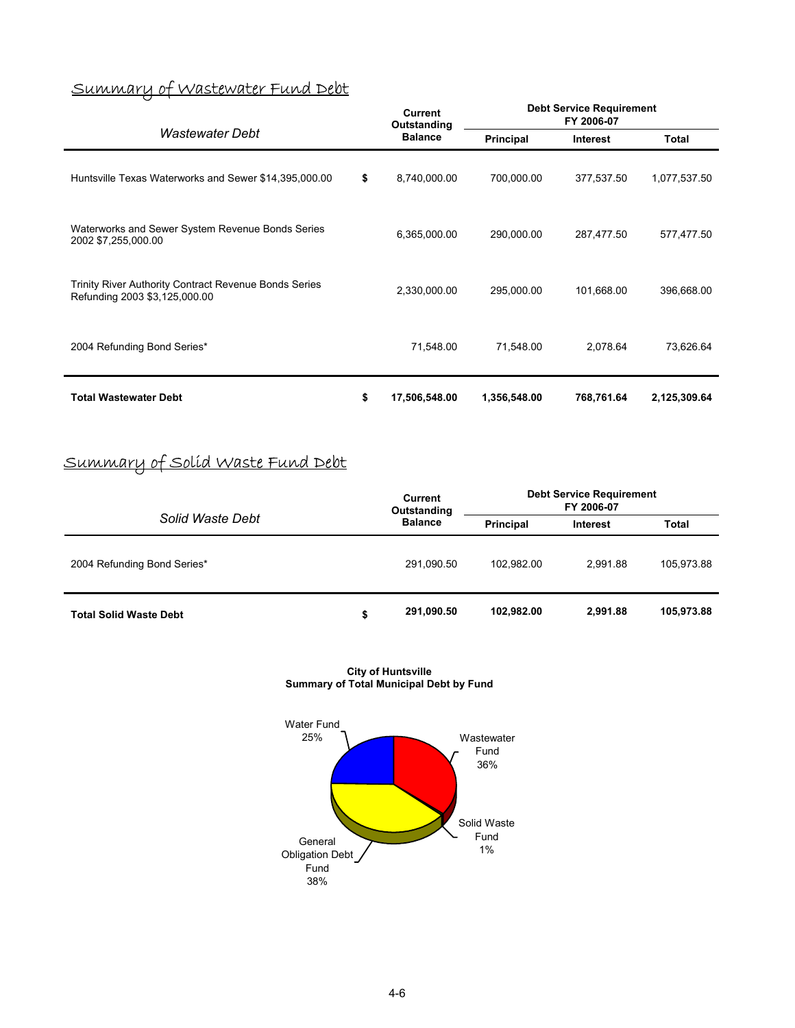## Summary of Wastewater Fund Debt

| Wastewater Debt | | Current Outstanding Balance | Debt Service Requirement FY 2006-07 | | |
|---|---|---|---|---|---|
| | | | Principal | Interest | Total |
| Huntsville Texas Waterworks and Sewer $14,395,000.00 | $ | 8,740,000.00 | 700,000.00 | 377,537.50 | 1,077,537.50 |
| Waterworks and Sewer System Revenue Bonds Series 2002 $7,255,000.00 | | 6,365,000.00 | 290,000.00 | 287,477.50 | 577,477.50 |
| Trinity River Authority Contract Revenue Bonds Series Refunding 2003 $3,125,000.00 | | 2,330,000.00 | 295,000.00 | 101,668.00 | 396,668.00 |
| 2004 Refunding Bond Series* | | 71,548.00 | 71,548.00 | 2,078.64 | 73,626.64 |
| **Total Wastewater Debt** | **$** | **17,506,548.00** | **1,356,548.00** | **768,761.64** | **2,125,309.64** |

## Summary of Solid Waste Fund Debt

| Solid Waste Debt | | Current Outstanding Balance | Debt Service Requirement FY 2006-07 | | |
|---|---|---|---|---|---|
| | | | Principal | Interest | Total |
| 2004 Refunding Bond Series* | | 291,090.50 | 102,982.00 | 2,991.88 | 105,973.88 |
| **Total Solid Waste Debt** | **$** | **291,090.50** | **102,982.00** | **2,991.88** | **105,973.88** |

**City of Huntsville**
**Summary of Total Municipal Debt by Fund**

| Fund | Percent |
|---|---|
| Water Fund | 25% |
| Wastewater Fund | 36% |
| Solid Waste Fund | 1% |
| General Obligation Debt Fund | 38% |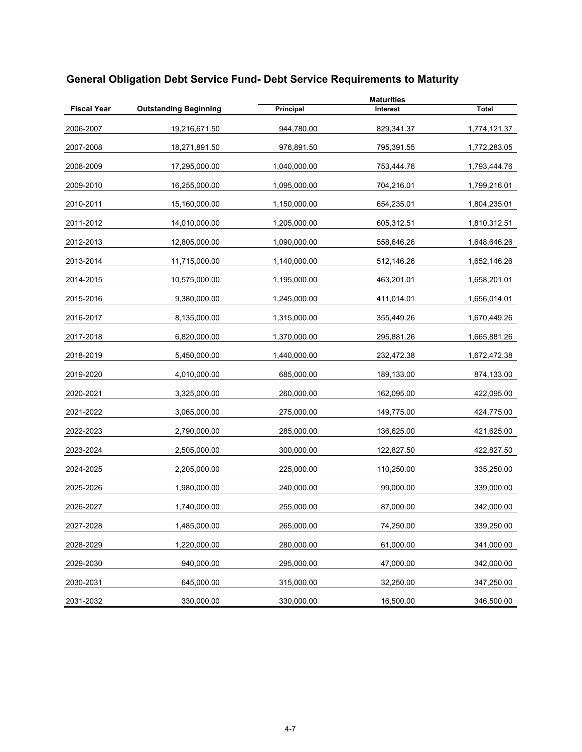## General Obligation Debt Service Fund- Debt Service Requirements to Maturity

| Fiscal Year | Outstanding Beginning | Maturities | | |
|---|---|---|---|---|
| | | Principal | Interest | Total |
| 2006-2007 | 19,216,671.50 | 944,780.00 | 829,341.37 | 1,774,121.37 |
| 2007-2008 | 18,271,891.50 | 976,891.50 | 795,391.55 | 1,772,283.05 |
| 2008-2009 | 17,295,000.00 | 1,040,000.00 | 753,444.76 | 1,793,444.76 |
| 2009-2010 | 16,255,000.00 | 1,095,000.00 | 704,216.01 | 1,799,216.01 |
| 2010-2011 | 15,160,000.00 | 1,150,000.00 | 654,235.01 | 1,804,235.01 |
| 2011-2012 | 14,010,000.00 | 1,205,000.00 | 605,312.51 | 1,810,312.51 |
| 2012-2013 | 12,805,000.00 | 1,090,000.00 | 558,646.26 | 1,648,646.26 |
| 2013-2014 | 11,715,000.00 | 1,140,000.00 | 512,146.26 | 1,652,146.26 |
| 2014-2015 | 10,575,000.00 | 1,195,000.00 | 463,201.01 | 1,658,201.01 |
| 2015-2016 | 9,380,000.00 | 1,245,000.00 | 411,014.01 | 1,656,014.01 |
| 2016-2017 | 8,135,000.00 | 1,315,000.00 | 355,449.26 | 1,670,449.26 |
| 2017-2018 | 6,820,000.00 | 1,370,000.00 | 295,881.26 | 1,665,881.26 |
| 2018-2019 | 5,450,000.00 | 1,440,000.00 | 232,472.38 | 1,672,472.38 |
| 2019-2020 | 4,010,000.00 | 685,000.00 | 189,133.00 | 874,133.00 |
| 2020-2021 | 3,325,000.00 | 260,000.00 | 162,095.00 | 422,095.00 |
| 2021-2022 | 3,065,000.00 | 275,000.00 | 149,775.00 | 424,775.00 |
| 2022-2023 | 2,790,000.00 | 285,000.00 | 136,625.00 | 421,625.00 |
| 2023-2024 | 2,505,000.00 | 300,000.00 | 122,827.50 | 422,827.50 |
| 2024-2025 | 2,205,000.00 | 225,000.00 | 110,250.00 | 335,250.00 |
| 2025-2026 | 1,980,000.00 | 240,000.00 | 99,000.00 | 339,000.00 |
| 2026-2027 | 1,740,000.00 | 255,000.00 | 87,000.00 | 342,000.00 |
| 2027-2028 | 1,485,000.00 | 265,000.00 | 74,250.00 | 339,250.00 |
| 2028-2029 | 1,220,000.00 | 280,000.00 | 61,000.00 | 341,000.00 |
| 2029-2030 | 940,000.00 | 295,000.00 | 47,000.00 | 342,000.00 |
| 2030-2031 | 645,000.00 | 315,000.00 | 32,250.00 | 347,250.00 |
| 2031-2032 | 330,000.00 | 330,000.00 | 16,500.00 | 346,500.00 |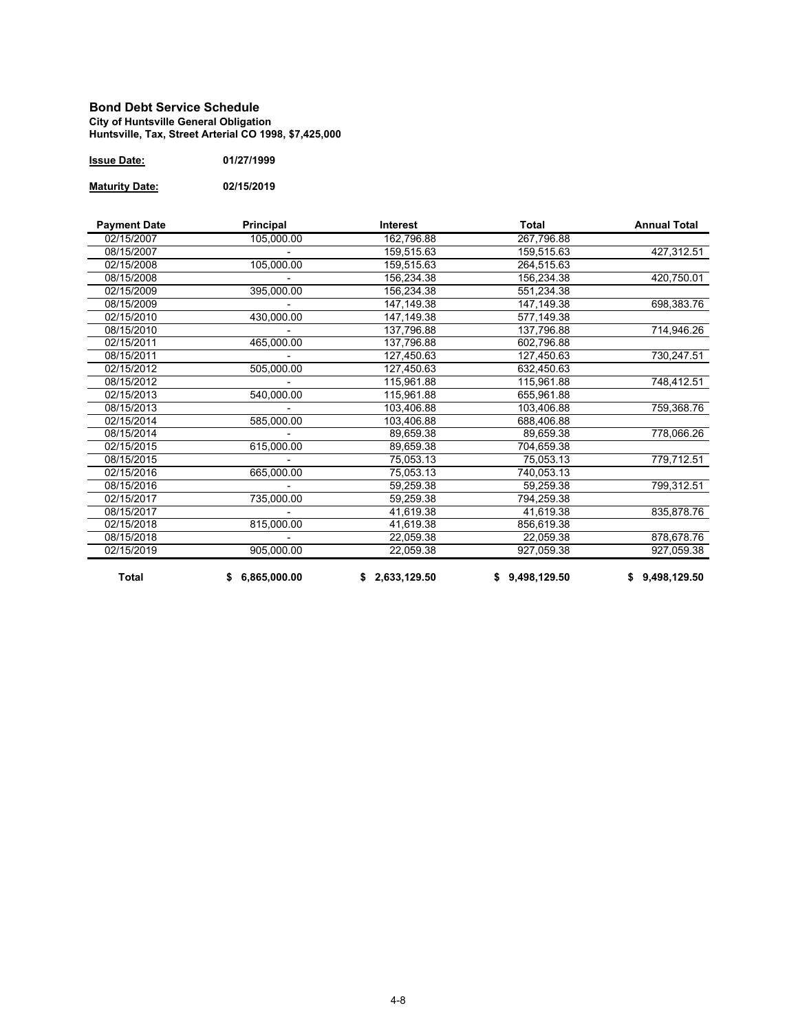## Bond Debt Service Schedule

**City of Huntsville General Obligation**
**Huntsville, Tax, Street Arterial CO 1998, $7,425,000**

**Issue Date:** **01/27/1999**

**Maturity Date:** **02/15/2019**

| Payment Date | Principal | Interest | Total | Annual Total |
|---|---|---|---|---|
| 02/15/2007 | 105,000.00 | 162,796.88 | 267,796.88 | |
| 08/15/2007 | - | 159,515.63 | 159,515.63 | 427,312.51 |
| 02/15/2008 | 105,000.00 | 159,515.63 | 264,515.63 | |
| 08/15/2008 | - | 156,234.38 | 156,234.38 | 420,750.01 |
| 02/15/2009 | 395,000.00 | 156,234.38 | 551,234.38 | |
| 08/15/2009 | - | 147,149.38 | 147,149.38 | 698,383.76 |
| 02/15/2010 | 430,000.00 | 147,149.38 | 577,149.38 | |
| 08/15/2010 | - | 137,796.88 | 137,796.88 | 714,946.26 |
| 02/15/2011 | 465,000.00 | 137,796.88 | 602,796.88 | |
| 08/15/2011 | - | 127,450.63 | 127,450.63 | 730,247.51 |
| 02/15/2012 | 505,000.00 | 127,450.63 | 632,450.63 | |
| 08/15/2012 | - | 115,961.88 | 115,961.88 | 748,412.51 |
| 02/15/2013 | 540,000.00 | 115,961.88 | 655,961.88 | |
| 08/15/2013 | - | 103,406.88 | 103,406.88 | 759,368.76 |
| 02/15/2014 | 585,000.00 | 103,406.88 | 688,406.88 | |
| 08/15/2014 | - | 89,659.38 | 89,659.38 | 778,066.26 |
| 02/15/2015 | 615,000.00 | 89,659.38 | 704,659.38 | |
| 08/15/2015 | - | 75,053.13 | 75,053.13 | 779,712.51 |
| 02/15/2016 | 665,000.00 | 75,053.13 | 740,053.13 | |
| 08/15/2016 | - | 59,259.38 | 59,259.38 | 799,312.51 |
| 02/15/2017 | 735,000.00 | 59,259.38 | 794,259.38 | |
| 08/15/2017 | - | 41,619.38 | 41,619.38 | 835,878.76 |
| 02/15/2018 | 815,000.00 | 41,619.38 | 856,619.38 | |
| 08/15/2018 | - | 22,059.38 | 22,059.38 | 878,678.76 |
| 02/15/2019 | 905,000.00 | 22,059.38 | 927,059.38 | 927,059.38 |
| **Total** | **$ 6,865,000.00** | **$ 2,633,129.50** | **$ 9,498,129.50** | **$ 9,498,129.50** |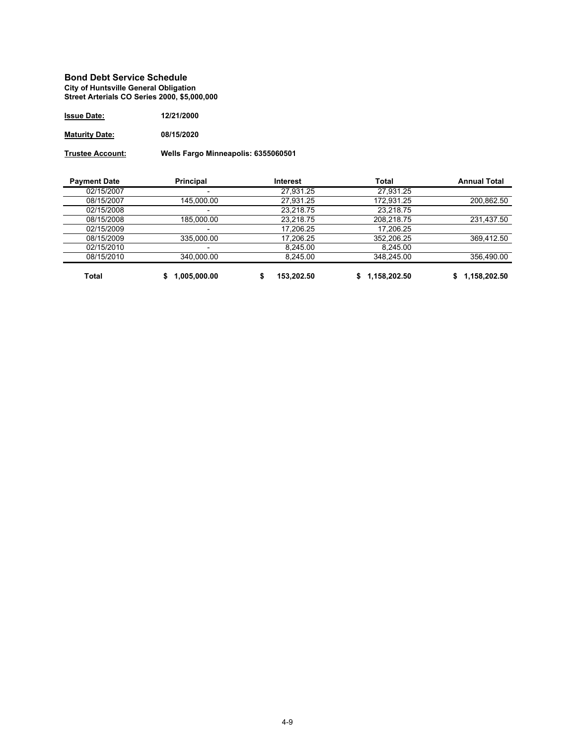## Bond Debt Service Schedule

**City of Huntsville General Obligation**
**Street Arterials CO Series 2000, $5,000,000**

**Issue Date:** **12/21/2000**

**Maturity Date:** **08/15/2020**

**Trustee Account:** **Wells Fargo Minneapolis: 6355060501**

| Payment Date | Principal | Interest | Total | Annual Total |
|---|---|---|---|---|
| 02/15/2007 | - | 27,931.25 | 27,931.25 | |
| 08/15/2007 | 145,000.00 | 27,931.25 | 172,931.25 | 200,862.50 |
| 02/15/2008 | - | 23,218.75 | 23,218.75 | |
| 08/15/2008 | 185,000.00 | 23,218.75 | 208,218.75 | 231,437.50 |
| 02/15/2009 | - | 17,206.25 | 17,206.25 | |
| 08/15/2009 | 335,000.00 | 17,206.25 | 352,206.25 | 369,412.50 |
| 02/15/2010 | - | 8,245.00 | 8,245.00 | |
| 08/15/2010 | 340,000.00 | 8,245.00 | 348,245.00 | 356,490.00 |
| **Total** | **$ 1,005,000.00** | **$ 153,202.50** | **$ 1,158,202.50** | **$ 1,158,202.50** |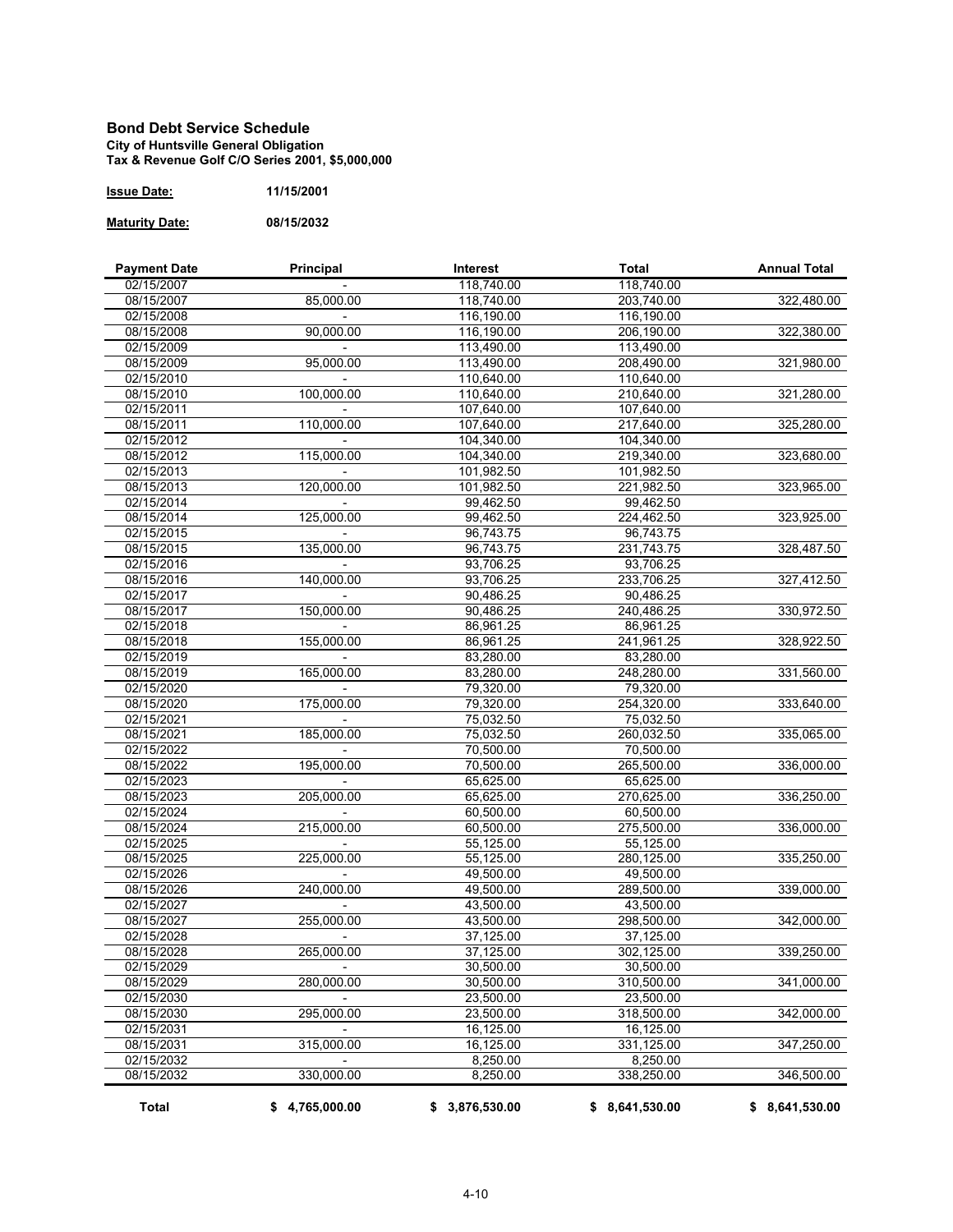## Bond Debt Service Schedule

**City of Huntsville General Obligation**
**Tax & Revenue Golf C/O Series 2001, $5,000,000**

**Issue Date:** 11/15/2001

**Maturity Date:** 08/15/2032

| Payment Date | Principal | Interest | Total | Annual Total |
|---|---|---|---|---|
| 02/15/2007 | - | 118,740.00 | 118,740.00 | |
| 08/15/2007 | 85,000.00 | 118,740.00 | 203,740.00 | 322,480.00 |
| 02/15/2008 | - | 116,190.00 | 116,190.00 | |
| 08/15/2008 | 90,000.00 | 116,190.00 | 206,190.00 | 322,380.00 |
| 02/15/2009 | - | 113,490.00 | 113,490.00 | |
| 08/15/2009 | 95,000.00 | 113,490.00 | 208,490.00 | 321,980.00 |
| 02/15/2010 | - | 110,640.00 | 110,640.00 | |
| 08/15/2010 | 100,000.00 | 110,640.00 | 210,640.00 | 321,280.00 |
| 02/15/2011 | - | 107,640.00 | 107,640.00 | |
| 08/15/2011 | 110,000.00 | 107,640.00 | 217,640.00 | 325,280.00 |
| 02/15/2012 | - | 104,340.00 | 104,340.00 | |
| 08/15/2012 | 115,000.00 | 104,340.00 | 219,340.00 | 323,680.00 |
| 02/15/2013 | - | 101,982.50 | 101,982.50 | |
| 08/15/2013 | 120,000.00 | 101,982.50 | 221,982.50 | 323,965.00 |
| 02/15/2014 | - | 99,462.50 | 99,462.50 | |
| 08/15/2014 | 125,000.00 | 99,462.50 | 224,462.50 | 323,925.00 |
| 02/15/2015 | - | 96,743.75 | 96,743.75 | |
| 08/15/2015 | 135,000.00 | 96,743.75 | 231,743.75 | 328,487.50 |
| 02/15/2016 | - | 93,706.25 | 93,706.25 | |
| 08/15/2016 | 140,000.00 | 93,706.25 | 233,706.25 | 327,412.50 |
| 02/15/2017 | - | 90,486.25 | 90,486.25 | |
| 08/15/2017 | 150,000.00 | 90,486.25 | 240,486.25 | 330,972.50 |
| 02/15/2018 | - | 86,961.25 | 86,961.25 | |
| 08/15/2018 | 155,000.00 | 86,961.25 | 241,961.25 | 328,922.50 |
| 02/15/2019 | - | 83,280.00 | 83,280.00 | |
| 08/15/2019 | 165,000.00 | 83,280.00 | 248,280.00 | 331,560.00 |
| 02/15/2020 | - | 79,320.00 | 79,320.00 | |
| 08/15/2020 | 175,000.00 | 79,320.00 | 254,320.00 | 333,640.00 |
| 02/15/2021 | - | 75,032.50 | 75,032.50 | |
| 08/15/2021 | 185,000.00 | 75,032.50 | 260,032.50 | 335,065.00 |
| 02/15/2022 | - | 70,500.00 | 70,500.00 | |
| 08/15/2022 | 195,000.00 | 70,500.00 | 265,500.00 | 336,000.00 |
| 02/15/2023 | - | 65,625.00 | 65,625.00 | |
| 08/15/2023 | 205,000.00 | 65,625.00 | 270,625.00 | 336,250.00 |
| 02/15/2024 | - | 60,500.00 | 60,500.00 | |
| 08/15/2024 | 215,000.00 | 60,500.00 | 275,500.00 | 336,000.00 |
| 02/15/2025 | - | 55,125.00 | 55,125.00 | |
| 08/15/2025 | 225,000.00 | 55,125.00 | 280,125.00 | 335,250.00 |
| 02/15/2026 | - | 49,500.00 | 49,500.00 | |
| 08/15/2026 | 240,000.00 | 49,500.00 | 289,500.00 | 339,000.00 |
| 02/15/2027 | - | 43,500.00 | 43,500.00 | |
| 08/15/2027 | 255,000.00 | 43,500.00 | 298,500.00 | 342,000.00 |
| 02/15/2028 | - | 37,125.00 | 37,125.00 | |
| 08/15/2028 | 265,000.00 | 37,125.00 | 302,125.00 | 339,250.00 |
| 02/15/2029 | - | 30,500.00 | 30,500.00 | |
| 08/15/2029 | 280,000.00 | 30,500.00 | 310,500.00 | 341,000.00 |
| 02/15/2030 | - | 23,500.00 | 23,500.00 | |
| 08/15/2030 | 295,000.00 | 23,500.00 | 318,500.00 | 342,000.00 |
| 02/15/2031 | - | 16,125.00 | 16,125.00 | |
| 08/15/2031 | 315,000.00 | 16,125.00 | 331,125.00 | 347,250.00 |
| 02/15/2032 | - | 8,250.00 | 8,250.00 | |
| 08/15/2032 | 330,000.00 | 8,250.00 | 338,250.00 | 346,500.00 |
| **Total** | **$ 4,765,000.00** | **$ 3,876,530.00** | **$ 8,641,530.00** | **$ 8,641,530.00** |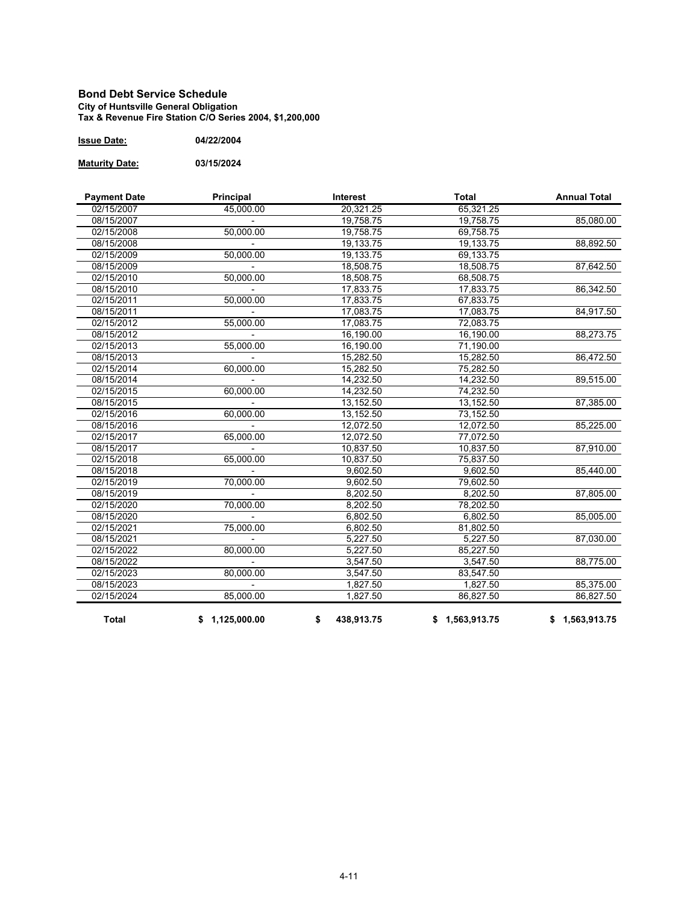## Bond Debt Service Schedule

**City of Huntsville General Obligation**
**Tax & Revenue Fire Station C/O Series 2004, $1,200,000**

**Issue Date:** 04/22/2004

**Maturity Date:** 03/15/2024

| Payment Date | Principal | Interest | Total | Annual Total |
|---|---|---|---|---|
| 02/15/2007 | 45,000.00 | 20,321.25 | 65,321.25 | |
| 08/15/2007 | - | 19,758.75 | 19,758.75 | 85,080.00 |
| 02/15/2008 | 50,000.00 | 19,758.75 | 69,758.75 | |
| 08/15/2008 | - | 19,133.75 | 19,133.75 | 88,892.50 |
| 02/15/2009 | 50,000.00 | 19,133.75 | 69,133.75 | |
| 08/15/2009 | - | 18,508.75 | 18,508.75 | 87,642.50 |
| 02/15/2010 | 50,000.00 | 18,508.75 | 68,508.75 | |
| 08/15/2010 | - | 17,833.75 | 17,833.75 | 86,342.50 |
| 02/15/2011 | 50,000.00 | 17,833.75 | 67,833.75 | |
| 08/15/2011 | - | 17,083.75 | 17,083.75 | 84,917.50 |
| 02/15/2012 | 55,000.00 | 17,083.75 | 72,083.75 | |
| 08/15/2012 | - | 16,190.00 | 16,190.00 | 88,273.75 |
| 02/15/2013 | 55,000.00 | 16,190.00 | 71,190.00 | |
| 08/15/2013 | - | 15,282.50 | 15,282.50 | 86,472.50 |
| 02/15/2014 | 60,000.00 | 15,282.50 | 75,282.50 | |
| 08/15/2014 | - | 14,232.50 | 14,232.50 | 89,515.00 |
| 02/15/2015 | 60,000.00 | 14,232.50 | 74,232.50 | |
| 08/15/2015 | - | 13,152.50 | 13,152.50 | 87,385.00 |
| 02/15/2016 | 60,000.00 | 13,152.50 | 73,152.50 | |
| 08/15/2016 | - | 12,072.50 | 12,072.50 | 85,225.00 |
| 02/15/2017 | 65,000.00 | 12,072.50 | 77,072.50 | |
| 08/15/2017 | - | 10,837.50 | 10,837.50 | 87,910.00 |
| 02/15/2018 | 65,000.00 | 10,837.50 | 75,837.50 | |
| 08/15/2018 | - | 9,602.50 | 9,602.50 | 85,440.00 |
| 02/15/2019 | 70,000.00 | 9,602.50 | 79,602.50 | |
| 08/15/2019 | - | 8,202.50 | 8,202.50 | 87,805.00 |
| 02/15/2020 | 70,000.00 | 8,202.50 | 78,202.50 | |
| 08/15/2020 | - | 6,802.50 | 6,802.50 | 85,005.00 |
| 02/15/2021 | 75,000.00 | 6,802.50 | 81,802.50 | |
| 08/15/2021 | - | 5,227.50 | 5,227.50 | 87,030.00 |
| 02/15/2022 | 80,000.00 | 5,227.50 | 85,227.50 | |
| 08/15/2022 | - | 3,547.50 | 3,547.50 | 88,775.00 |
| 02/15/2023 | 80,000.00 | 3,547.50 | 83,547.50 | |
| 08/15/2023 | - | 1,827.50 | 1,827.50 | 85,375.00 |
| 02/15/2024 | 85,000.00 | 1,827.50 | 86,827.50 | 86,827.50 |
| **Total** | **$ 1,125,000.00** | **$ 438,913.75** | **$ 1,563,913.75** | **$ 1,563,913.75** |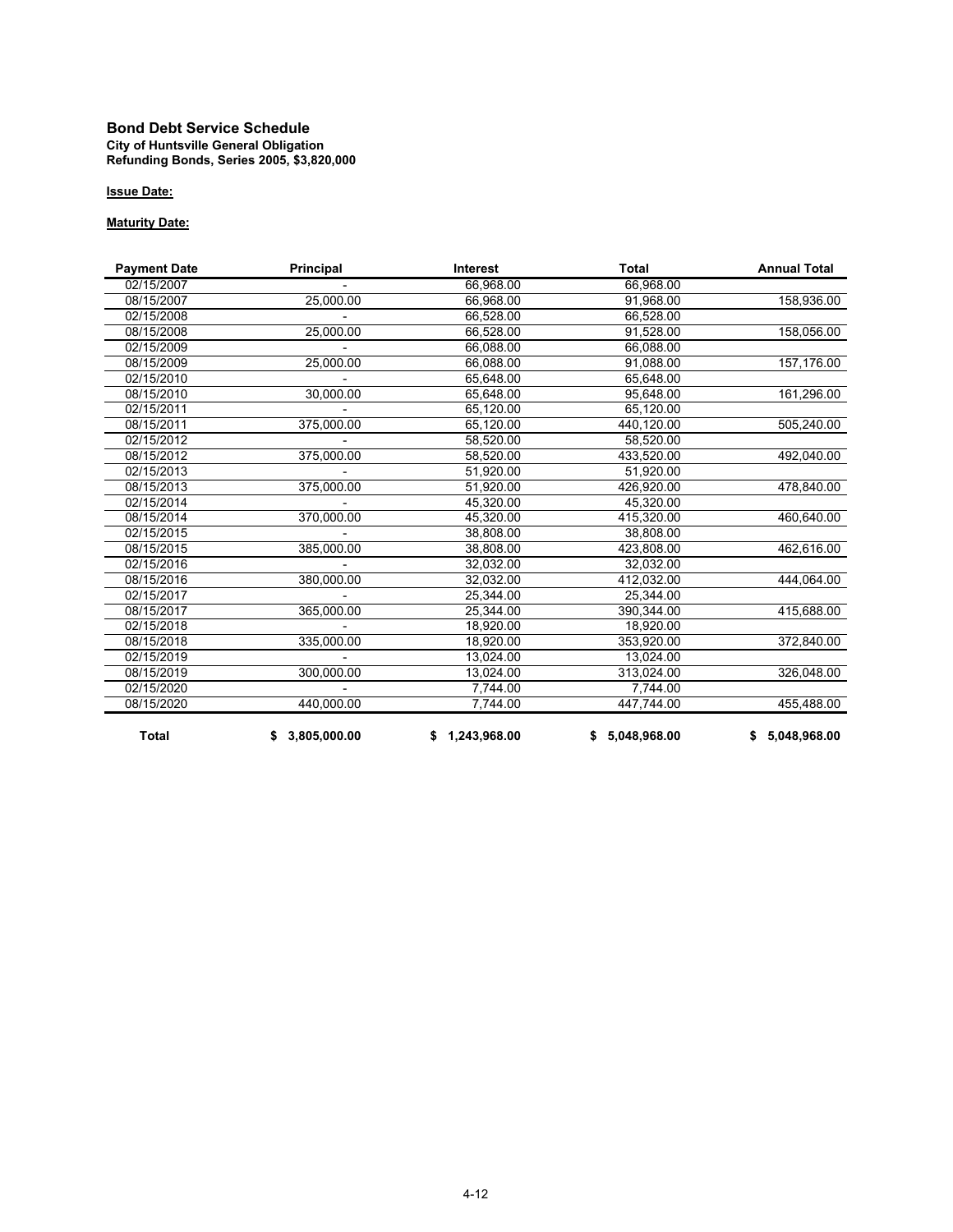# Bond Debt Service Schedule

**City of Huntsville General Obligation**
**Refunding Bonds, Series 2005, $3,820,000**

**Issue Date:**

**Maturity Date:**

| Payment Date | Principal | Interest | Total | Annual Total |
|---|---|---|---|---|
| 02/15/2007 | - | 66,968.00 | 66,968.00 | |
| 08/15/2007 | 25,000.00 | 66,968.00 | 91,968.00 | 158,936.00 |
| 02/15/2008 | - | 66,528.00 | 66,528.00 | |
| 08/15/2008 | 25,000.00 | 66,528.00 | 91,528.00 | 158,056.00 |
| 02/15/2009 | - | 66,088.00 | 66,088.00 | |
| 08/15/2009 | 25,000.00 | 66,088.00 | 91,088.00 | 157,176.00 |
| 02/15/2010 | - | 65,648.00 | 65,648.00 | |
| 08/15/2010 | 30,000.00 | 65,648.00 | 95,648.00 | 161,296.00 |
| 02/15/2011 | - | 65,120.00 | 65,120.00 | |
| 08/15/2011 | 375,000.00 | 65,120.00 | 440,120.00 | 505,240.00 |
| 02/15/2012 | - | 58,520.00 | 58,520.00 | |
| 08/15/2012 | 375,000.00 | 58,520.00 | 433,520.00 | 492,040.00 |
| 02/15/2013 | - | 51,920.00 | 51,920.00 | |
| 08/15/2013 | 375,000.00 | 51,920.00 | 426,920.00 | 478,840.00 |
| 02/15/2014 | - | 45,320.00 | 45,320.00 | |
| 08/15/2014 | 370,000.00 | 45,320.00 | 415,320.00 | 460,640.00 |
| 02/15/2015 | - | 38,808.00 | 38,808.00 | |
| 08/15/2015 | 385,000.00 | 38,808.00 | 423,808.00 | 462,616.00 |
| 02/15/2016 | - | 32,032.00 | 32,032.00 | |
| 08/15/2016 | 380,000.00 | 32,032.00 | 412,032.00 | 444,064.00 |
| 02/15/2017 | - | 25,344.00 | 25,344.00 | |
| 08/15/2017 | 365,000.00 | 25,344.00 | 390,344.00 | 415,688.00 |
| 02/15/2018 | - | 18,920.00 | 18,920.00 | |
| 08/15/2018 | 335,000.00 | 18,920.00 | 353,920.00 | 372,840.00 |
| 02/15/2019 | - | 13,024.00 | 13,024.00 | |
| 08/15/2019 | 300,000.00 | 13,024.00 | 313,024.00 | 326,048.00 |
| 02/15/2020 | - | 7,744.00 | 7,744.00 | |
| 08/15/2020 | 440,000.00 | 7,744.00 | 447,744.00 | 455,488.00 |
| **Total** | **$ 3,805,000.00** | **$ 1,243,968.00** | **$ 5,048,968.00** | **$ 5,048,968.00** |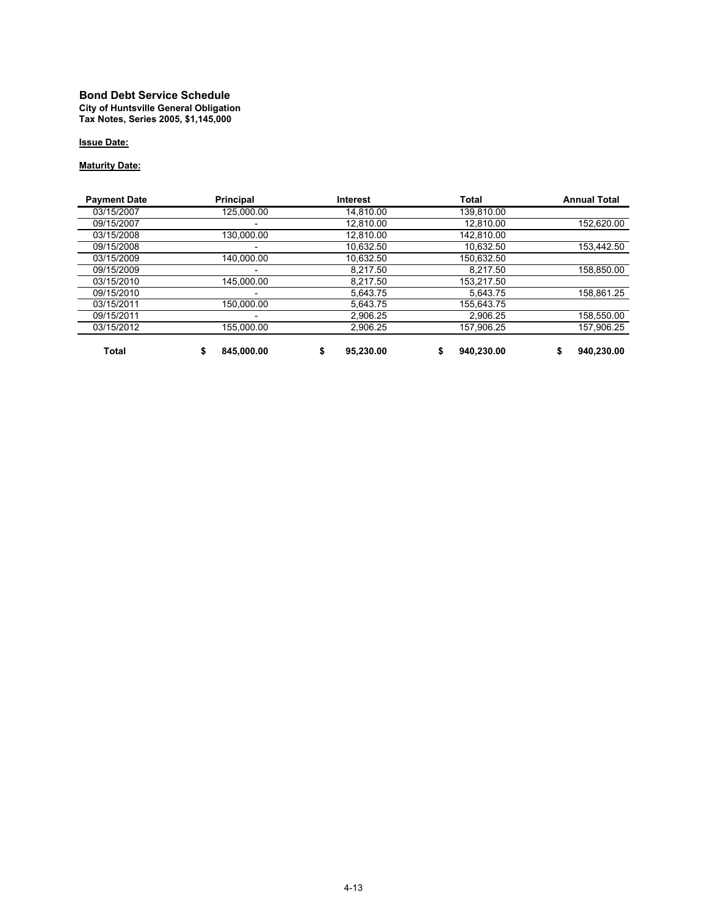**Bond Debt Service Schedule**
**City of Huntsville General Obligation**
**Tax Notes, Series 2005, $1,145,000**

**Issue Date:**

**Maturity Date:**

| Payment Date | Principal | Interest | Total | Annual Total |
|---|---|---|---|---|
| 03/15/2007 | 125,000.00 | 14,810.00 | 139,810.00 | |
| 09/15/2007 | - | 12,810.00 | 12,810.00 | 152,620.00 |
| 03/15/2008 | 130,000.00 | 12,810.00 | 142,810.00 | |
| 09/15/2008 | - | 10,632.50 | 10,632.50 | 153,442.50 |
| 03/15/2009 | 140,000.00 | 10,632.50 | 150,632.50 | |
| 09/15/2009 | - | 8,217.50 | 8,217.50 | 158,850.00 |
| 03/15/2010 | 145,000.00 | 8,217.50 | 153,217.50 | |
| 09/15/2010 | - | 5,643.75 | 5,643.75 | 158,861.25 |
| 03/15/2011 | 150,000.00 | 5,643.75 | 155,643.75 | |
| 09/15/2011 | - | 2,906.25 | 2,906.25 | 158,550.00 |
| 03/15/2012 | 155,000.00 | 2,906.25 | 157,906.25 | 157,906.25 |
| **Total** | **$ 845,000.00** | **$ 95,230.00** | **$ 940,230.00** | **$ 940,230.00** |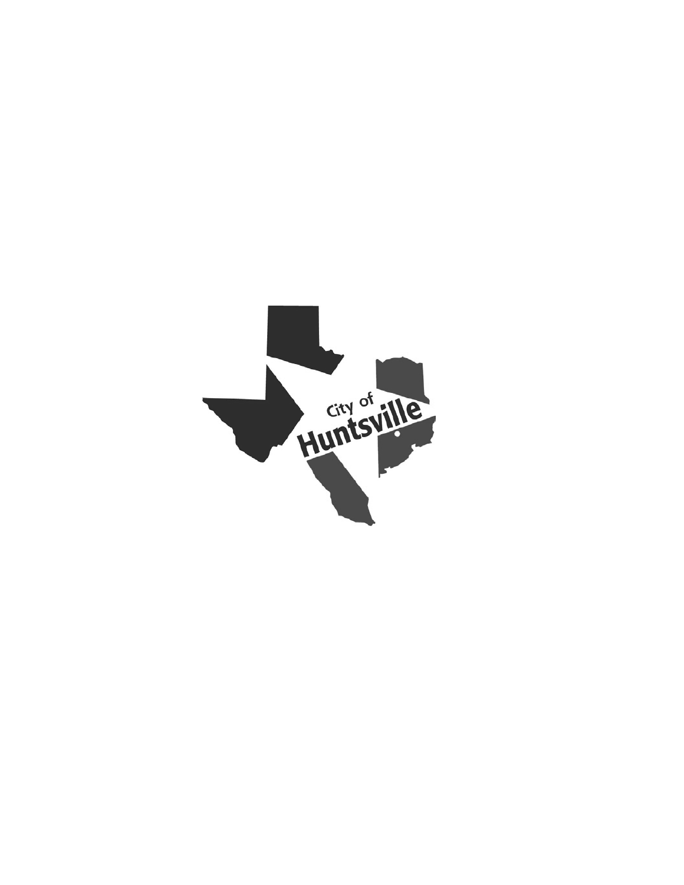City of Huntsville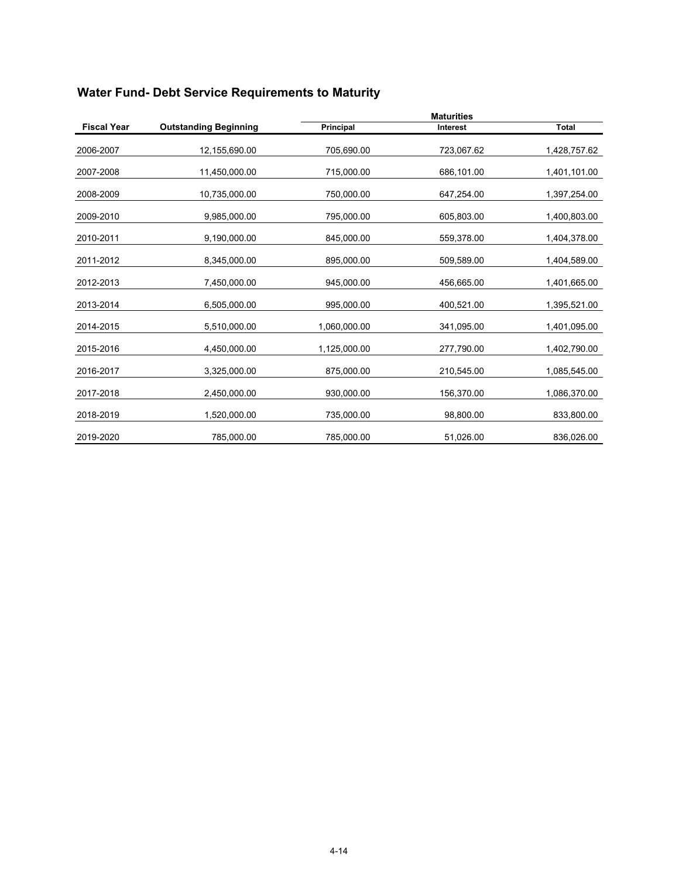## Water Fund- Debt Service Requirements to Maturity

| Fiscal Year | Outstanding Beginning | Maturities | | |
|---|---|---|---|---|
| | | Principal | Interest | Total |
| 2006-2007 | 12,155,690.00 | 705,690.00 | 723,067.62 | 1,428,757.62 |
| 2007-2008 | 11,450,000.00 | 715,000.00 | 686,101.00 | 1,401,101.00 |
| 2008-2009 | 10,735,000.00 | 750,000.00 | 647,254.00 | 1,397,254.00 |
| 2009-2010 | 9,985,000.00 | 795,000.00 | 605,803.00 | 1,400,803.00 |
| 2010-2011 | 9,190,000.00 | 845,000.00 | 559,378.00 | 1,404,378.00 |
| 2011-2012 | 8,345,000.00 | 895,000.00 | 509,589.00 | 1,404,589.00 |
| 2012-2013 | 7,450,000.00 | 945,000.00 | 456,665.00 | 1,401,665.00 |
| 2013-2014 | 6,505,000.00 | 995,000.00 | 400,521.00 | 1,395,521.00 |
| 2014-2015 | 5,510,000.00 | 1,060,000.00 | 341,095.00 | 1,401,095.00 |
| 2015-2016 | 4,450,000.00 | 1,125,000.00 | 277,790.00 | 1,402,790.00 |
| 2016-2017 | 3,325,000.00 | 875,000.00 | 210,545.00 | 1,085,545.00 |
| 2017-2018 | 2,450,000.00 | 930,000.00 | 156,370.00 | 1,086,370.00 |
| 2018-2019 | 1,520,000.00 | 735,000.00 | 98,800.00 | 833,800.00 |
| 2019-2020 | 785,000.00 | 785,000.00 | 51,026.00 | 836,026.00 |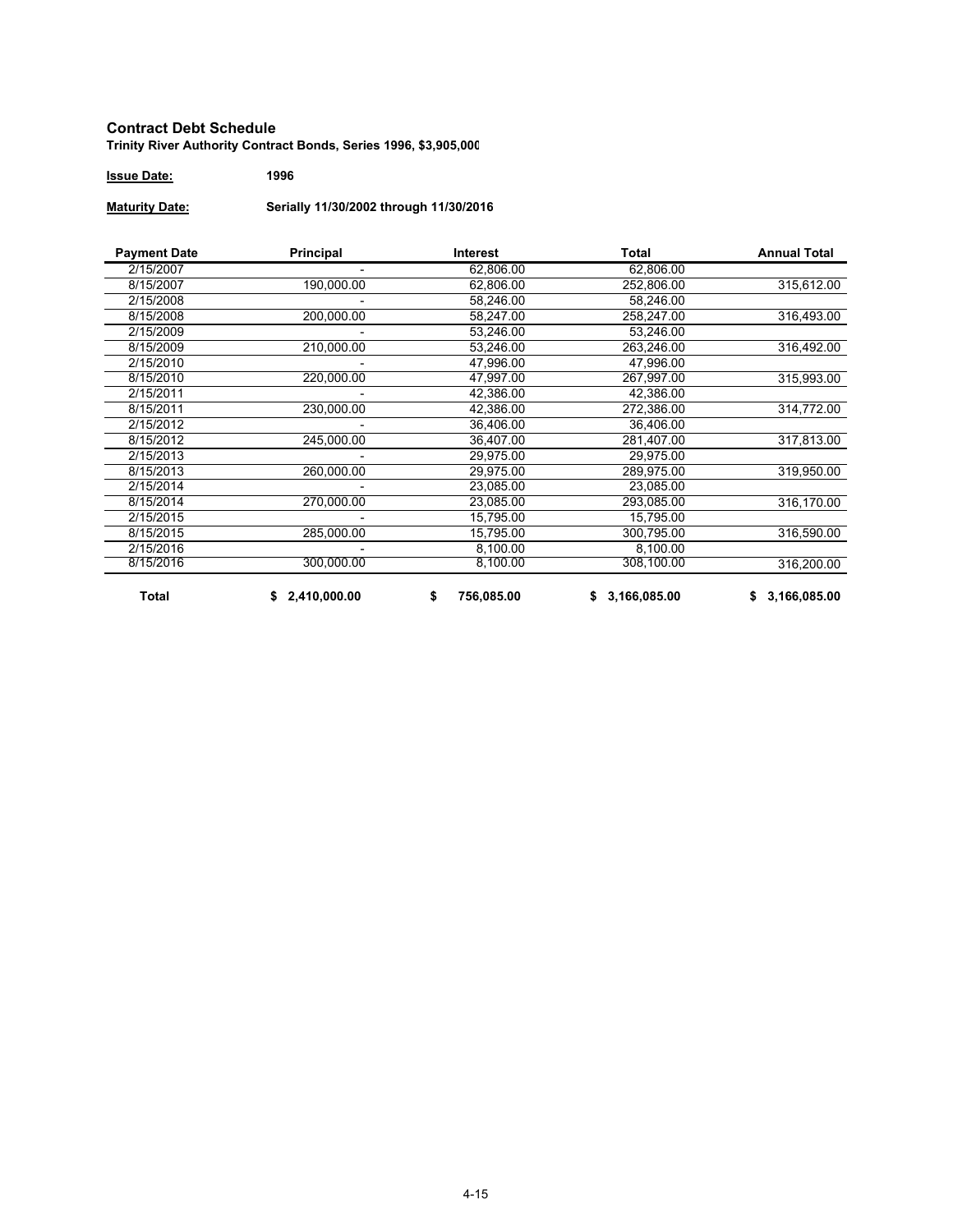**Contract Debt Schedule**

**Trinity River Authority Contract Bonds, Series 1996, $3,905,000**

**Issue Date:** 1996

**Maturity Date:** Serially 11/30/2002 through 11/30/2016

| Payment Date | Principal | Interest | Total | Annual Total |
|---|---|---|---|---|
| 2/15/2007 | - | 62,806.00 | 62,806.00 | |
| 8/15/2007 | 190,000.00 | 62,806.00 | 252,806.00 | 315,612.00 |
| 2/15/2008 | - | 58,246.00 | 58,246.00 | |
| 8/15/2008 | 200,000.00 | 58,247.00 | 258,247.00 | 316,493.00 |
| 2/15/2009 | - | 53,246.00 | 53,246.00 | |
| 8/15/2009 | 210,000.00 | 53,246.00 | 263,246.00 | 316,492.00 |
| 2/15/2010 | - | 47,996.00 | 47,996.00 | |
| 8/15/2010 | 220,000.00 | 47,997.00 | 267,997.00 | 315,993.00 |
| 2/15/2011 | - | 42,386.00 | 42,386.00 | |
| 8/15/2011 | 230,000.00 | 42,386.00 | 272,386.00 | 314,772.00 |
| 2/15/2012 | - | 36,406.00 | 36,406.00 | |
| 8/15/2012 | 245,000.00 | 36,407.00 | 281,407.00 | 317,813.00 |
| 2/15/2013 | - | 29,975.00 | 29,975.00 | |
| 8/15/2013 | 260,000.00 | 29,975.00 | 289,975.00 | 319,950.00 |
| 2/15/2014 | - | 23,085.00 | 23,085.00 | |
| 8/15/2014 | 270,000.00 | 23,085.00 | 293,085.00 | 316,170.00 |
| 2/15/2015 | - | 15,795.00 | 15,795.00 | |
| 8/15/2015 | 285,000.00 | 15,795.00 | 300,795.00 | 316,590.00 |
| 2/15/2016 | - | 8,100.00 | 8,100.00 | |
| 8/15/2016 | 300,000.00 | 8,100.00 | 308,100.00 | 316,200.00 |
| **Total** | **$ 2,410,000.00** | **$ 756,085.00** | **$ 3,166,085.00** | **$ 3,166,085.00** |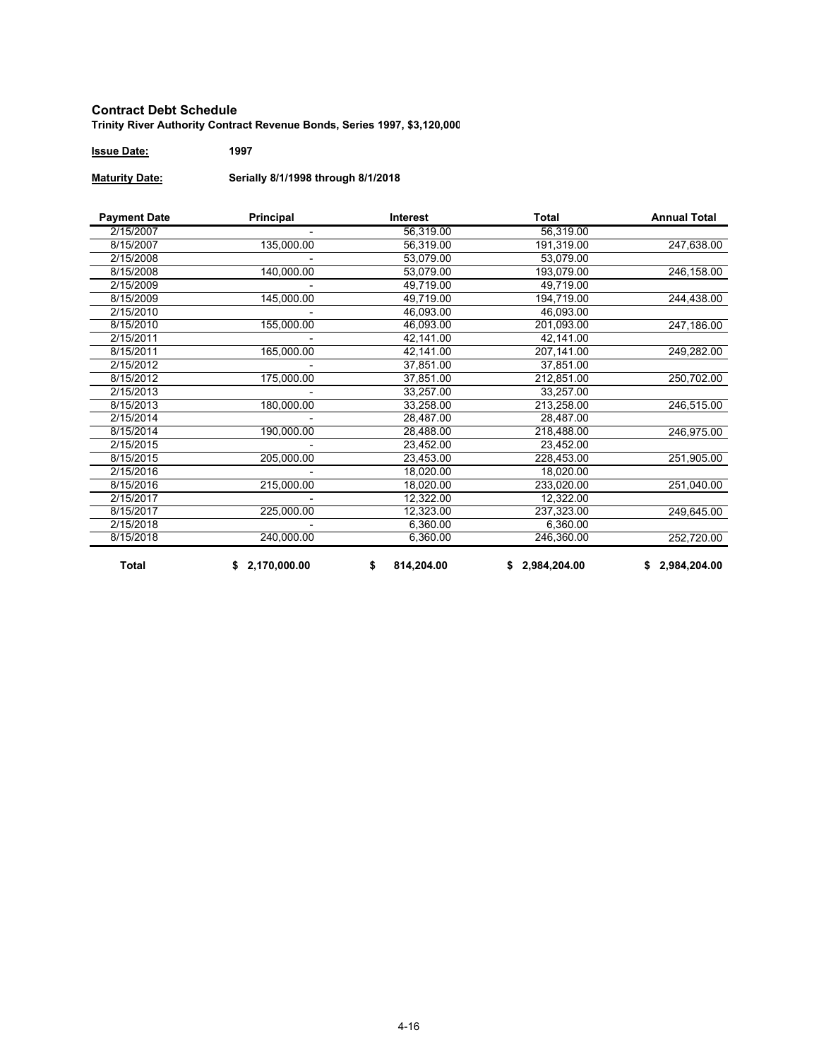**Contract Debt Schedule**

**Trinity River Authority Contract Revenue Bonds, Series 1997, $3,120,000**

**Issue Date:** **1997**

**Maturity Date:** **Serially 8/1/1998 through 8/1/2018**

| Payment Date | Principal | Interest | Total | Annual Total |
|---|---|---|---|---|
| 2/15/2007 | - | 56,319.00 | 56,319.00 | |
| 8/15/2007 | 135,000.00 | 56,319.00 | 191,319.00 | 247,638.00 |
| 2/15/2008 | - | 53,079.00 | 53,079.00 | |
| 8/15/2008 | 140,000.00 | 53,079.00 | 193,079.00 | 246,158.00 |
| 2/15/2009 | - | 49,719.00 | 49,719.00 | |
| 8/15/2009 | 145,000.00 | 49,719.00 | 194,719.00 | 244,438.00 |
| 2/15/2010 | - | 46,093.00 | 46,093.00 | |
| 8/15/2010 | 155,000.00 | 46,093.00 | 201,093.00 | 247,186.00 |
| 2/15/2011 | - | 42,141.00 | 42,141.00 | |
| 8/15/2011 | 165,000.00 | 42,141.00 | 207,141.00 | 249,282.00 |
| 2/15/2012 | - | 37,851.00 | 37,851.00 | |
| 8/15/2012 | 175,000.00 | 37,851.00 | 212,851.00 | 250,702.00 |
| 2/15/2013 | - | 33,257.00 | 33,257.00 | |
| 8/15/2013 | 180,000.00 | 33,258.00 | 213,258.00 | 246,515.00 |
| 2/15/2014 | - | 28,487.00 | 28,487.00 | |
| 8/15/2014 | 190,000.00 | 28,488.00 | 218,488.00 | 246,975.00 |
| 2/15/2015 | - | 23,452.00 | 23,452.00 | |
| 8/15/2015 | 205,000.00 | 23,453.00 | 228,453.00 | 251,905.00 |
| 2/15/2016 | - | 18,020.00 | 18,020.00 | |
| 8/15/2016 | 215,000.00 | 18,020.00 | 233,020.00 | 251,040.00 |
| 2/15/2017 | - | 12,322.00 | 12,322.00 | |
| 8/15/2017 | 225,000.00 | 12,323.00 | 237,323.00 | 249,645.00 |
| 2/15/2018 | - | 6,360.00 | 6,360.00 | |
| 8/15/2018 | 240,000.00 | 6,360.00 | 246,360.00 | 252,720.00 |
| **Total** | **$ 2,170,000.00** | **$ 814,204.00** | **$ 2,984,204.00** | **$ 2,984,204.00** |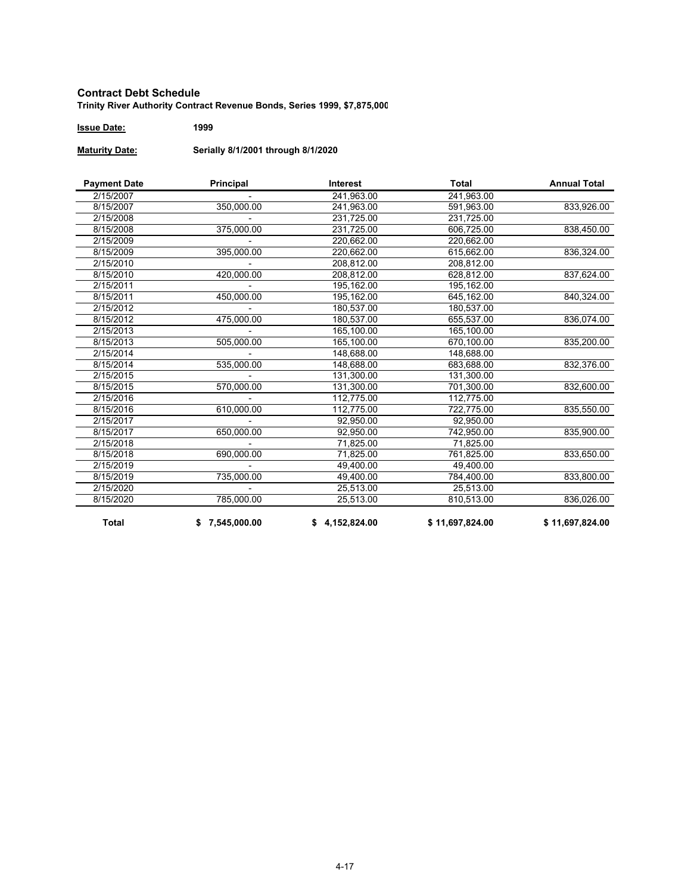## Contract Debt Schedule

**Trinity River Authority Contract Revenue Bonds, Series 1999, $7,875,000**

**Issue Date:** 1999

**Maturity Date:** Serially 8/1/2001 through 8/1/2020

| Payment Date | Principal | Interest | Total | Annual Total |
|---|---|---|---|---|
| 2/15/2007 | - | 241,963.00 | 241,963.00 | |
| 8/15/2007 | 350,000.00 | 241,963.00 | 591,963.00 | 833,926.00 |
| 2/15/2008 | - | 231,725.00 | 231,725.00 | |
| 8/15/2008 | 375,000.00 | 231,725.00 | 606,725.00 | 838,450.00 |
| 2/15/2009 | - | 220,662.00 | 220,662.00 | |
| 8/15/2009 | 395,000.00 | 220,662.00 | 615,662.00 | 836,324.00 |
| 2/15/2010 | - | 208,812.00 | 208,812.00 | |
| 8/15/2010 | 420,000.00 | 208,812.00 | 628,812.00 | 837,624.00 |
| 2/15/2011 | - | 195,162.00 | 195,162.00 | |
| 8/15/2011 | 450,000.00 | 195,162.00 | 645,162.00 | 840,324.00 |
| 2/15/2012 | - | 180,537.00 | 180,537.00 | |
| 8/15/2012 | 475,000.00 | 180,537.00 | 655,537.00 | 836,074.00 |
| 2/15/2013 | - | 165,100.00 | 165,100.00 | |
| 8/15/2013 | 505,000.00 | 165,100.00 | 670,100.00 | 835,200.00 |
| 2/15/2014 | - | 148,688.00 | 148,688.00 | |
| 8/15/2014 | 535,000.00 | 148,688.00 | 683,688.00 | 832,376.00 |
| 2/15/2015 | - | 131,300.00 | 131,300.00 | |
| 8/15/2015 | 570,000.00 | 131,300.00 | 701,300.00 | 832,600.00 |
| 2/15/2016 | - | 112,775.00 | 112,775.00 | |
| 8/15/2016 | 610,000.00 | 112,775.00 | 722,775.00 | 835,550.00 |
| 2/15/2017 | - | 92,950.00 | 92,950.00 | |
| 8/15/2017 | 650,000.00 | 92,950.00 | 742,950.00 | 835,900.00 |
| 2/15/2018 | - | 71,825.00 | 71,825.00 | |
| 8/15/2018 | 690,000.00 | 71,825.00 | 761,825.00 | 833,650.00 |
| 2/15/2019 | - | 49,400.00 | 49,400.00 | |
| 8/15/2019 | 735,000.00 | 49,400.00 | 784,400.00 | 833,800.00 |
| 2/15/2020 | - | 25,513.00 | 25,513.00 | |
| 8/15/2020 | 785,000.00 | 25,513.00 | 810,513.00 | 836,026.00 |
| **Total** | **$ 7,545,000.00** | **$ 4,152,824.00** | **$ 11,697,824.00** | **$ 11,697,824.00** |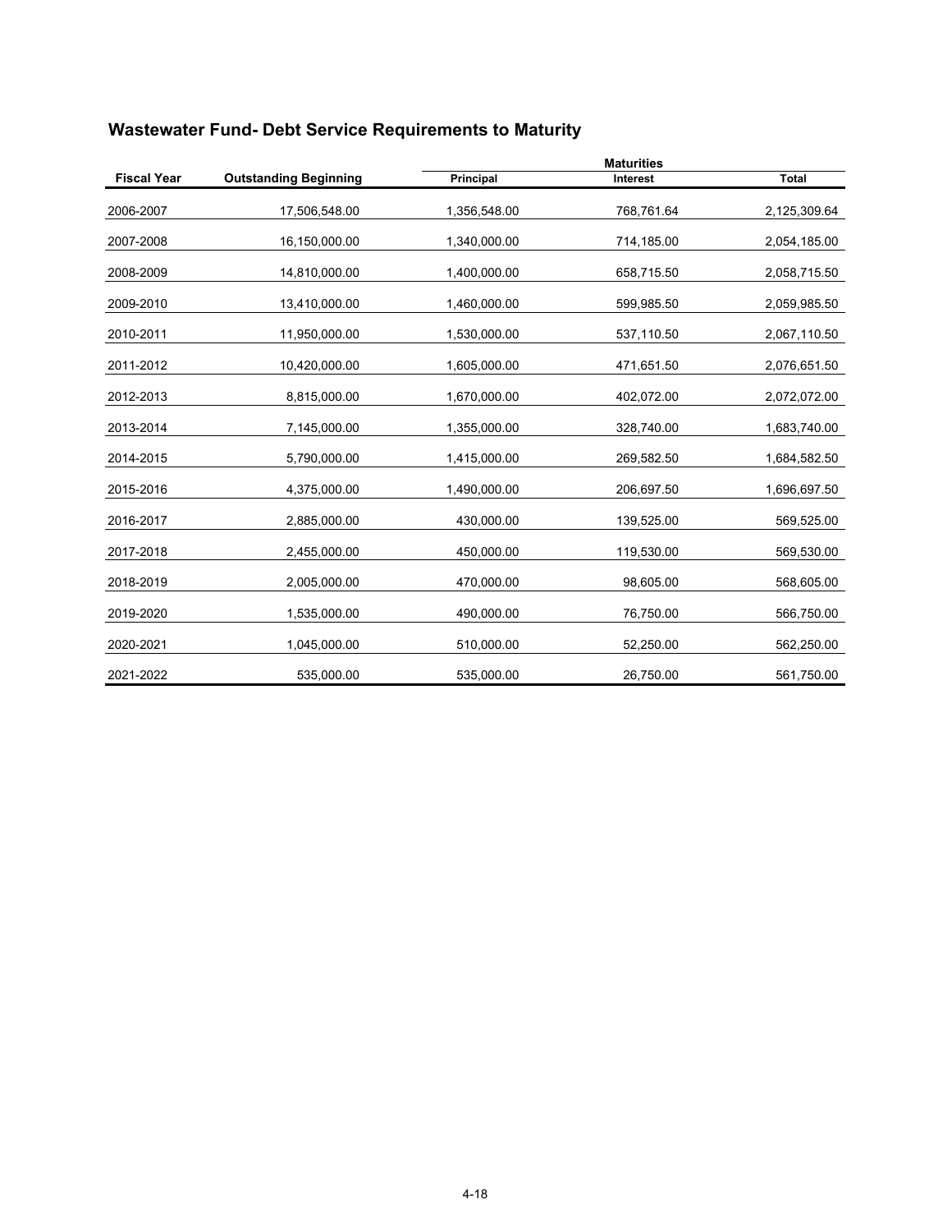## Wastewater Fund- Debt Service Requirements to Maturity

| | | Maturities | | |
|---|---|---|---|---|
| **Fiscal Year** | **Outstanding Beginning** | **Principal** | **Interest** | **Total** |
| 2006-2007 | 17,506,548.00 | 1,356,548.00 | 768,761.64 | 2,125,309.64 |
| 2007-2008 | 16,150,000.00 | 1,340,000.00 | 714,185.00 | 2,054,185.00 |
| 2008-2009 | 14,810,000.00 | 1,400,000.00 | 658,715.50 | 2,058,715.50 |
| 2009-2010 | 13,410,000.00 | 1,460,000.00 | 599,985.50 | 2,059,985.50 |
| 2010-2011 | 11,950,000.00 | 1,530,000.00 | 537,110.50 | 2,067,110.50 |
| 2011-2012 | 10,420,000.00 | 1,605,000.00 | 471,651.50 | 2,076,651.50 |
| 2012-2013 | 8,815,000.00 | 1,670,000.00 | 402,072.00 | 2,072,072.00 |
| 2013-2014 | 7,145,000.00 | 1,355,000.00 | 328,740.00 | 1,683,740.00 |
| 2014-2015 | 5,790,000.00 | 1,415,000.00 | 269,582.50 | 1,684,582.50 |
| 2015-2016 | 4,375,000.00 | 1,490,000.00 | 206,697.50 | 1,696,697.50 |
| 2016-2017 | 2,885,000.00 | 430,000.00 | 139,525.00 | 569,525.00 |
| 2017-2018 | 2,455,000.00 | 450,000.00 | 119,530.00 | 569,530.00 |
| 2018-2019 | 2,005,000.00 | 470,000.00 | 98,605.00 | 568,605.00 |
| 2019-2020 | 1,535,000.00 | 490,000.00 | 76,750.00 | 566,750.00 |
| 2020-2021 | 1,045,000.00 | 510,000.00 | 52,250.00 | 562,250.00 |
| 2021-2022 | 535,000.00 | 535,000.00 | 26,750.00 | 561,750.00 |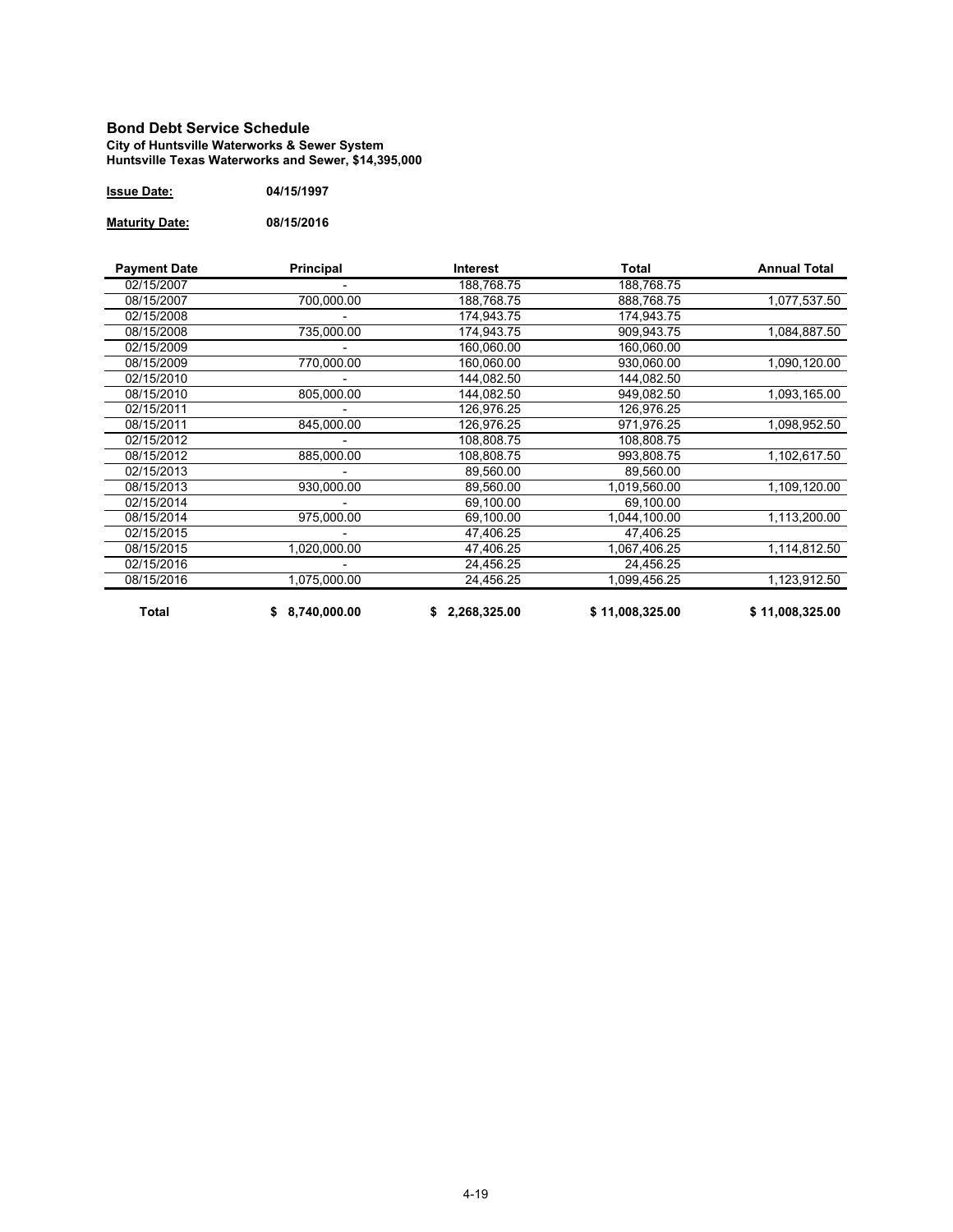## Bond Debt Service Schedule

**City of Huntsville Waterworks & Sewer System**
**Huntsville Texas Waterworks and Sewer, $14,395,000**

**Issue Date:** 04/15/1997

**Maturity Date:** 08/15/2016

| Payment Date | Principal | Interest | Total | Annual Total |
|---|---|---|---|---|
| 02/15/2007 | - | 188,768.75 | 188,768.75 | |
| 08/15/2007 | 700,000.00 | 188,768.75 | 888,768.75 | 1,077,537.50 |
| 02/15/2008 | - | 174,943.75 | 174,943.75 | |
| 08/15/2008 | 735,000.00 | 174,943.75 | 909,943.75 | 1,084,887.50 |
| 02/15/2009 | - | 160,060.00 | 160,060.00 | |
| 08/15/2009 | 770,000.00 | 160,060.00 | 930,060.00 | 1,090,120.00 |
| 02/15/2010 | - | 144,082.50 | 144,082.50 | |
| 08/15/2010 | 805,000.00 | 144,082.50 | 949,082.50 | 1,093,165.00 |
| 02/15/2011 | - | 126,976.25 | 126,976.25 | |
| 08/15/2011 | 845,000.00 | 126,976.25 | 971,976.25 | 1,098,952.50 |
| 02/15/2012 | - | 108,808.75 | 108,808.75 | |
| 08/15/2012 | 885,000.00 | 108,808.75 | 993,808.75 | 1,102,617.50 |
| 02/15/2013 | - | 89,560.00 | 89,560.00 | |
| 08/15/2013 | 930,000.00 | 89,560.00 | 1,019,560.00 | 1,109,120.00 |
| 02/15/2014 | - | 69,100.00 | 69,100.00 | |
| 08/15/2014 | 975,000.00 | 69,100.00 | 1,044,100.00 | 1,113,200.00 |
| 02/15/2015 | - | 47,406.25 | 47,406.25 | |
| 08/15/2015 | 1,020,000.00 | 47,406.25 | 1,067,406.25 | 1,114,812.50 |
| 02/15/2016 | - | 24,456.25 | 24,456.25 | |
| 08/15/2016 | 1,075,000.00 | 24,456.25 | 1,099,456.25 | 1,123,912.50 |
| **Total** | **$ 8,740,000.00** | **$ 2,268,325.00** | **$ 11,008,325.00** | **$ 11,008,325.00** |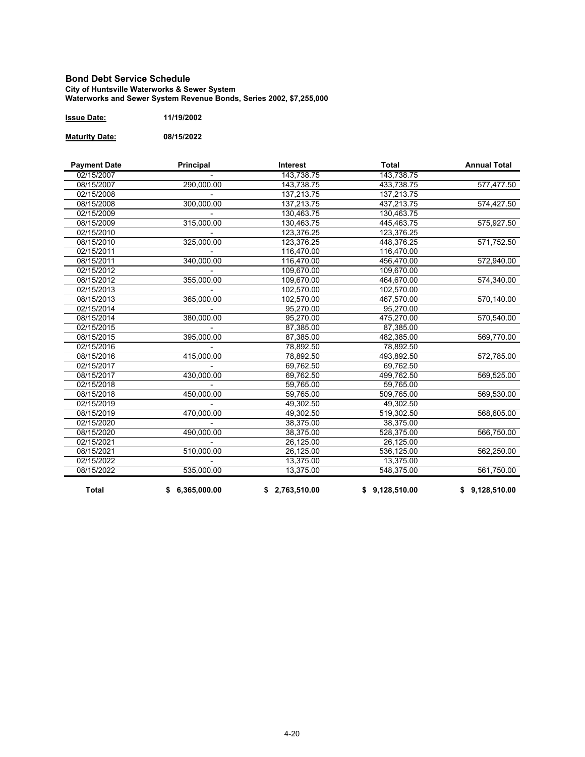## Bond Debt Service Schedule

**City of Huntsville Waterworks & Sewer System**
**Waterworks and Sewer System Revenue Bonds, Series 2002, $7,255,000**

**Issue Date:** **11/19/2002**

**Maturity Date:** **08/15/2022**

| Payment Date | Principal | Interest | Total | Annual Total |
|---|---|---|---|---|
| 02/15/2007 | - | 143,738.75 | 143,738.75 | |
| 08/15/2007 | 290,000.00 | 143,738.75 | 433,738.75 | 577,477.50 |
| 02/15/2008 | - | 137,213.75 | 137,213.75 | |
| 08/15/2008 | 300,000.00 | 137,213.75 | 437,213.75 | 574,427.50 |
| 02/15/2009 | - | 130,463.75 | 130,463.75 | |
| 08/15/2009 | 315,000.00 | 130,463.75 | 445,463.75 | 575,927.50 |
| 02/15/2010 | - | 123,376.25 | 123,376.25 | |
| 08/15/2010 | 325,000.00 | 123,376.25 | 448,376.25 | 571,752.50 |
| 02/15/2011 | - | 116,470.00 | 116,470.00 | |
| 08/15/2011 | 340,000.00 | 116,470.00 | 456,470.00 | 572,940.00 |
| 02/15/2012 | - | 109,670.00 | 109,670.00 | |
| 08/15/2012 | 355,000.00 | 109,670.00 | 464,670.00 | 574,340.00 |
| 02/15/2013 | - | 102,570.00 | 102,570.00 | |
| 08/15/2013 | 365,000.00 | 102,570.00 | 467,570.00 | 570,140.00 |
| 02/15/2014 | - | 95,270.00 | 95,270.00 | |
| 08/15/2014 | 380,000.00 | 95,270.00 | 475,270.00 | 570,540.00 |
| 02/15/2015 | - | 87,385.00 | 87,385.00 | |
| 08/15/2015 | 395,000.00 | 87,385.00 | 482,385.00 | 569,770.00 |
| 02/15/2016 | - | 78,892.50 | 78,892.50 | |
| 08/15/2016 | 415,000.00 | 78,892.50 | 493,892.50 | 572,785.00 |
| 02/15/2017 | - | 69,762.50 | 69,762.50 | |
| 08/15/2017 | 430,000.00 | 69,762.50 | 499,762.50 | 569,525.00 |
| 02/15/2018 | - | 59,765.00 | 59,765.00 | |
| 08/15/2018 | 450,000.00 | 59,765.00 | 509,765.00 | 569,530.00 |
| 02/15/2019 | - | 49,302.50 | 49,302.50 | |
| 08/15/2019 | 470,000.00 | 49,302.50 | 519,302.50 | 568,605.00 |
| 02/15/2020 | - | 38,375.00 | 38,375.00 | |
| 08/15/2020 | 490,000.00 | 38,375.00 | 528,375.00 | 566,750.00 |
| 02/15/2021 | - | 26,125.00 | 26,125.00 | |
| 08/15/2021 | 510,000.00 | 26,125.00 | 536,125.00 | 562,250.00 |
| 02/15/2022 | - | 13,375.00 | 13,375.00 | |
| 08/15/2022 | 535,000.00 | 13,375.00 | 548,375.00 | 561,750.00 |
| **Total** | **$ 6,365,000.00** | **$ 2,763,510.00** | **$ 9,128,510.00** | **$ 9,128,510.00** |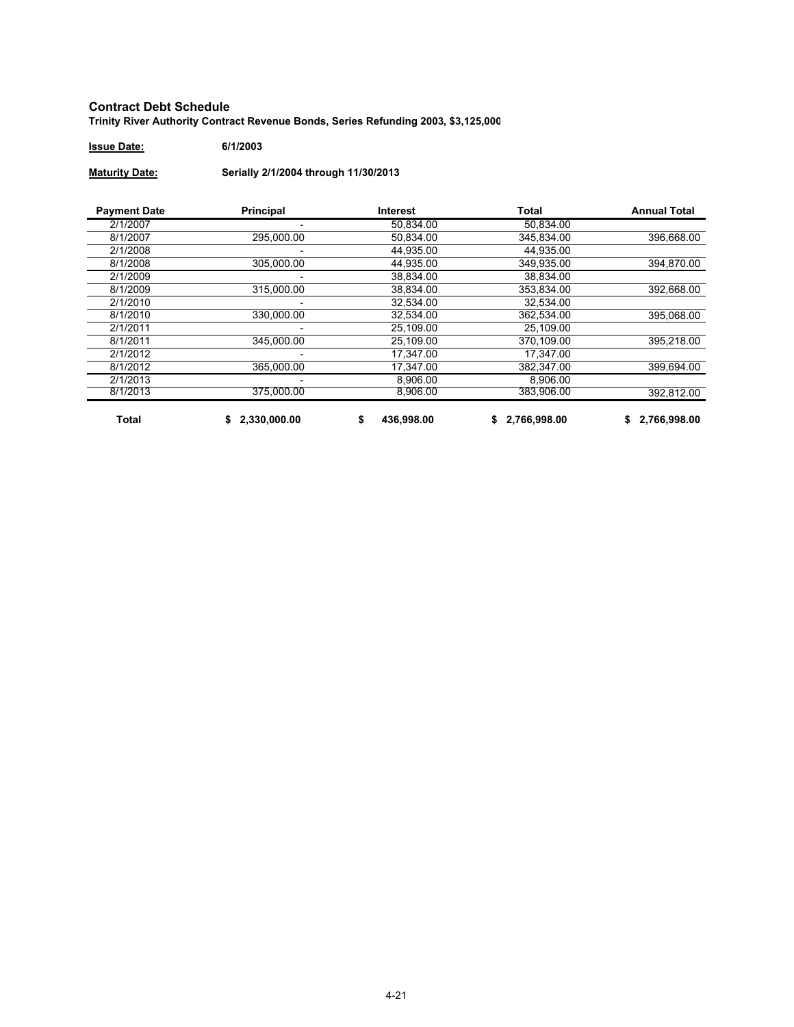## Contract Debt Schedule

**Trinity River Authority Contract Revenue Bonds, Series Refunding 2003, $3,125,000**

**Issue Date:** 6/1/2003

**Maturity Date:** Serially 2/1/2004 through 11/30/2013

| Payment Date | Principal | Interest | Total | Annual Total |
|---|---|---|---|---|
| 2/1/2007 | - | 50,834.00 | 50,834.00 | |
| 8/1/2007 | 295,000.00 | 50,834.00 | 345,834.00 | 396,668.00 |
| 2/1/2008 | - | 44,935.00 | 44,935.00 | |
| 8/1/2008 | 305,000.00 | 44,935.00 | 349,935.00 | 394,870.00 |
| 2/1/2009 | - | 38,834.00 | 38,834.00 | |
| 8/1/2009 | 315,000.00 | 38,834.00 | 353,834.00 | 392,668.00 |
| 2/1/2010 | - | 32,534.00 | 32,534.00 | |
| 8/1/2010 | 330,000.00 | 32,534.00 | 362,534.00 | 395,068.00 |
| 2/1/2011 | - | 25,109.00 | 25,109.00 | |
| 8/1/2011 | 345,000.00 | 25,109.00 | 370,109.00 | 395,218.00 |
| 2/1/2012 | - | 17,347.00 | 17,347.00 | |
| 8/1/2012 | 365,000.00 | 17,347.00 | 382,347.00 | 399,694.00 |
| 2/1/2013 | - | 8,906.00 | 8,906.00 | |
| 8/1/2013 | 375,000.00 | 8,906.00 | 383,906.00 | 392,812.00 |
| **Total** | **$ 2,330,000.00** | **$ 436,998.00** | **$ 2,766,998.00** | **$ 2,766,998.00** |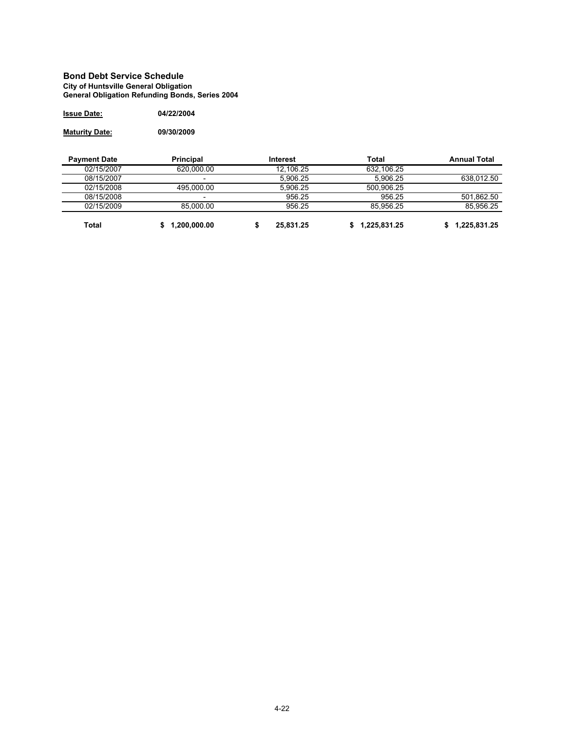## Bond Debt Service Schedule

**City of Huntsville General Obligation**
**General Obligation Refunding Bonds, Series 2004**

**Issue Date:** 04/22/2004

**Maturity Date:** 09/30/2009

| Payment Date | Principal | Interest | Total | Annual Total |
|---|---|---|---|---|
| 02/15/2007 | 620,000.00 | 12,106.25 | 632,106.25 | |
| 08/15/2007 | - | 5,906.25 | 5,906.25 | 638,012.50 |
| 02/15/2008 | 495,000.00 | 5,906.25 | 500,906.25 | |
| 08/15/2008 | - | 956.25 | 956.25 | 501,862.50 |
| 02/15/2009 | 85,000.00 | 956.25 | 85,956.25 | 85,956.25 |
| **Total** | **$ 1,200,000.00** | **$ 25,831.25** | **$ 1,225,831.25** | **$ 1,225,831.25** |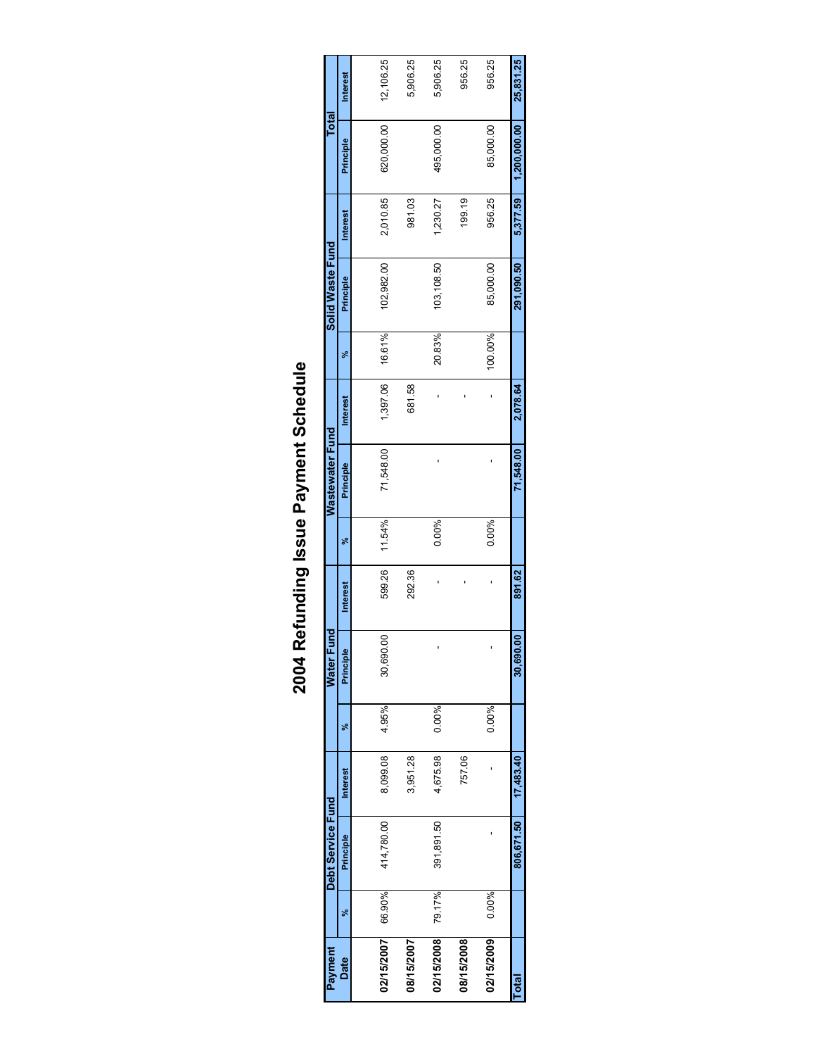# 2004 Refunding Issue Payment Schedule

| Payment Date | Debt Service Fund | | | Water Fund | | | Wastewater Fund | | | Solid Waste Fund | | | Total | |
|---|---|---|---|---|---|---|---|---|---|---|---|---|---|---|
| | % | Principle | Interest | % | Principle | Interest | % | Principle | Interest | % | Principle | Interest | Principle | Interest |
| 02/15/2007 | 66.90% | 414,780.00 | 8,099.08 | 4.95% | 30,690.00 | 599.26 | 11.54% | 71,548.00 | 1,397.06 | 16.61% | 102,982.00 | 2,010.85 | 620,000.00 | 12,106.25 |
| 08/15/2007 | | | 3,951.28 | | | 292.36 | | | 681.58 | | | 981.03 | | 5,906.25 |
| 02/15/2008 | 79.17% | 391,891.50 | 4,675.98 | 0.00% | - | - | 0.00% | - | - | 20.83% | 103,108.50 | 1,230.27 | 495,000.00 | 5,906.25 |
| 08/15/2008 | | | 757.06 | | | - | | | - | | | 199.19 | | 956.25 |
| 02/15/2009 | 0.00% | - | - | 0.00% | - | - | 0.00% | - | - | 100.00% | 85,000.00 | 956.25 | 85,000.00 | 956.25 |
| Total | | 806,671.50 | 17,483.40 | | 30,690.00 | 891.62 | | 71,548.00 | 2,078.64 | | 291,090.50 | 5,377.59 | 1,200,000.00 | 25,831.25 |